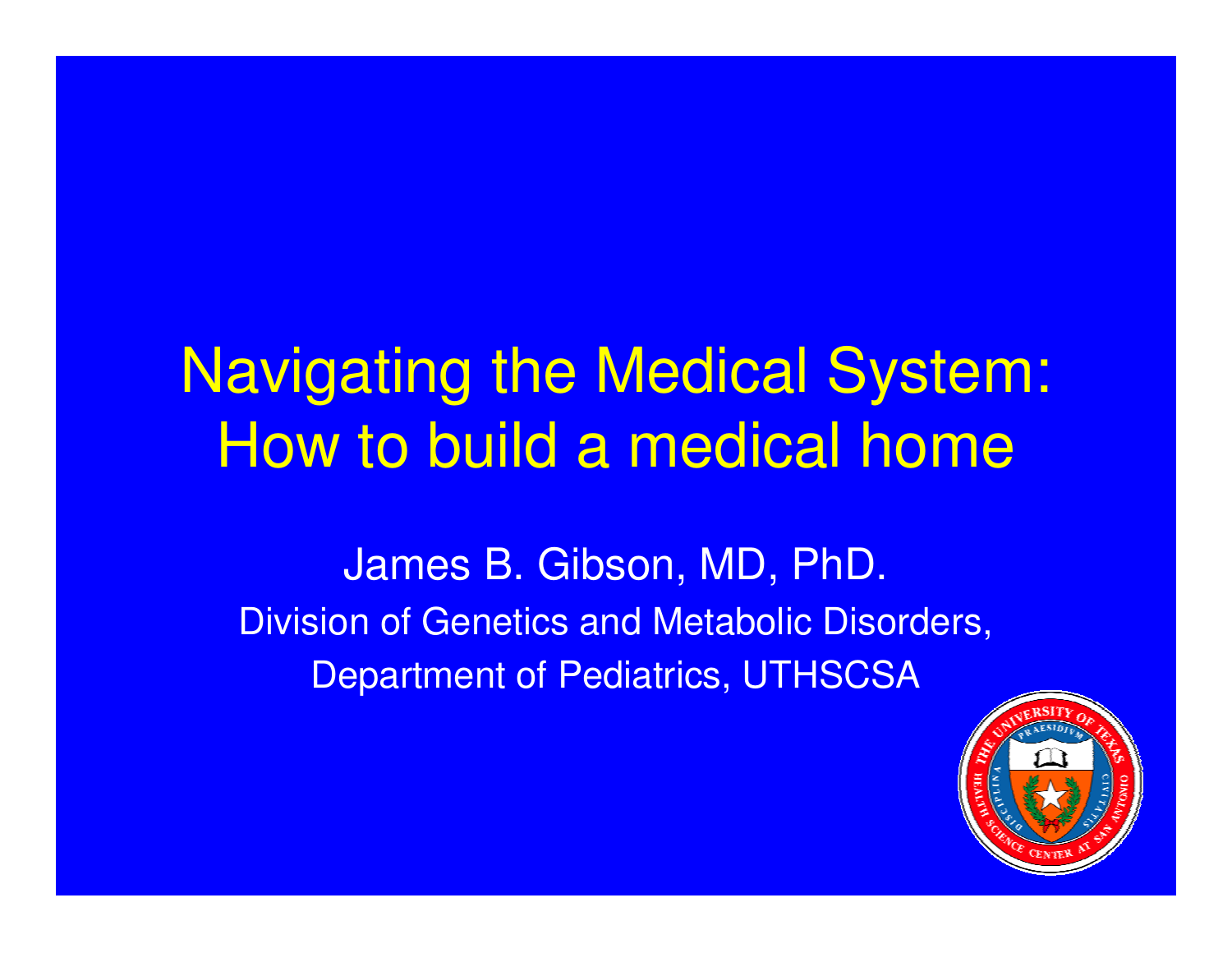# Navigating the Medical System: How to build a medical home

James B. Gibson, MD, PhD.

Division of Genetics and Metabolic Disorders,

Department of Pediatrics, UTHSCSA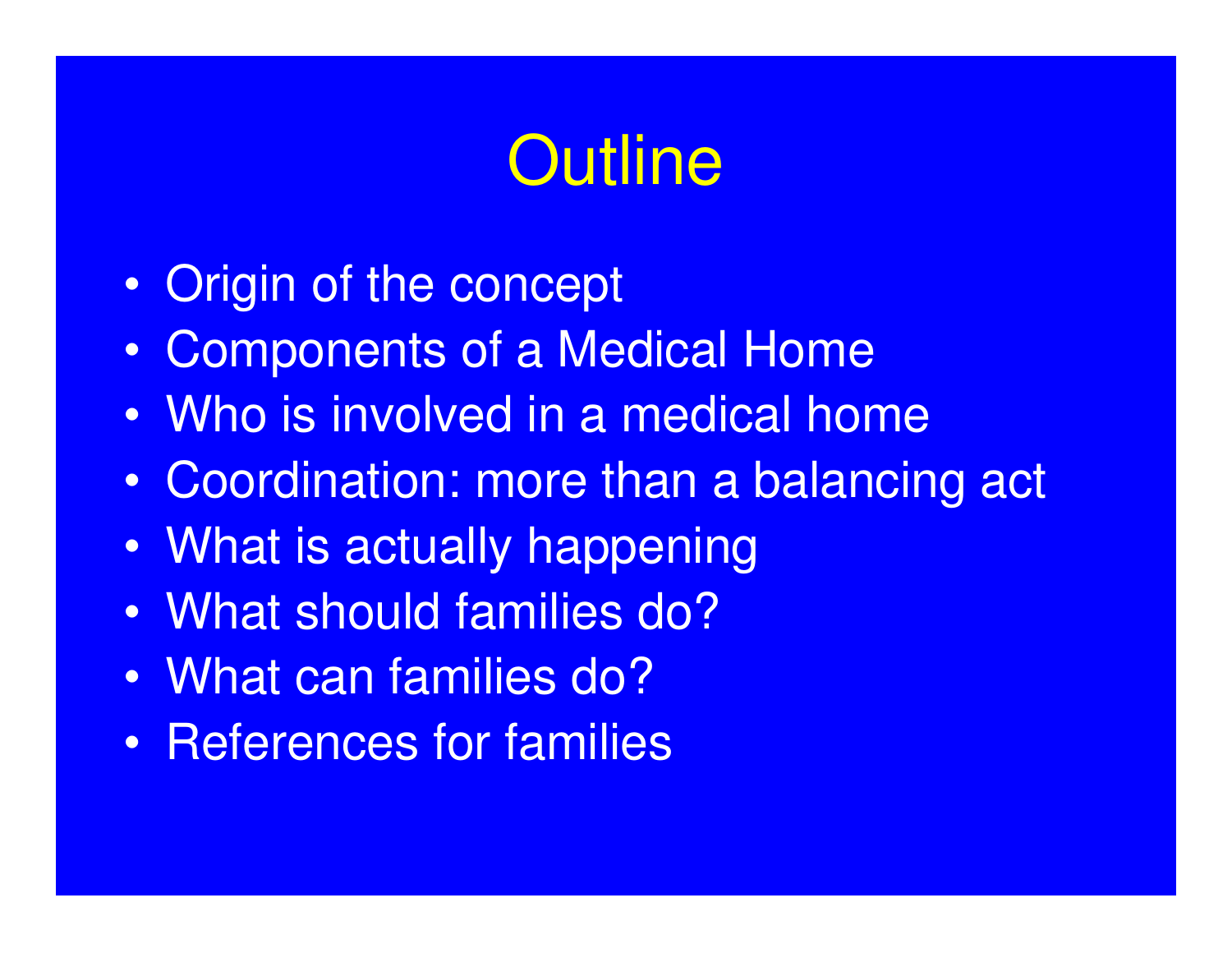# Outline

- Origin of the concept
- Components of a Medical Home
- Who is involved in a medical home
- Coordination: more than a balancing act
- What is actually happening
- What should families do?
- What can families do?
- References for families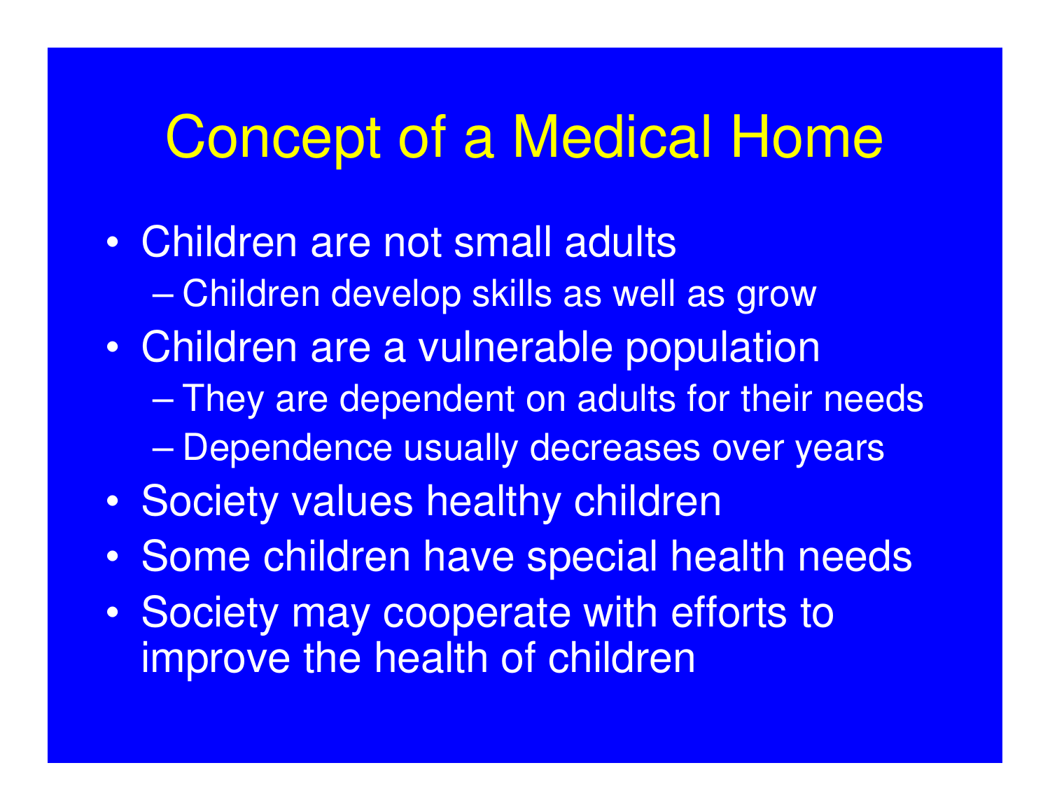# Concept of a Medical Home

- Children are not small adults
  - Children develop skills as well as grow
- Children are a vulnerable population
  - They are dependent on adults for their needs
  - Dependence usually decreases over years
- Society values healthy children
- Some children have special health needs
- Society may cooperate with efforts to improve the health of children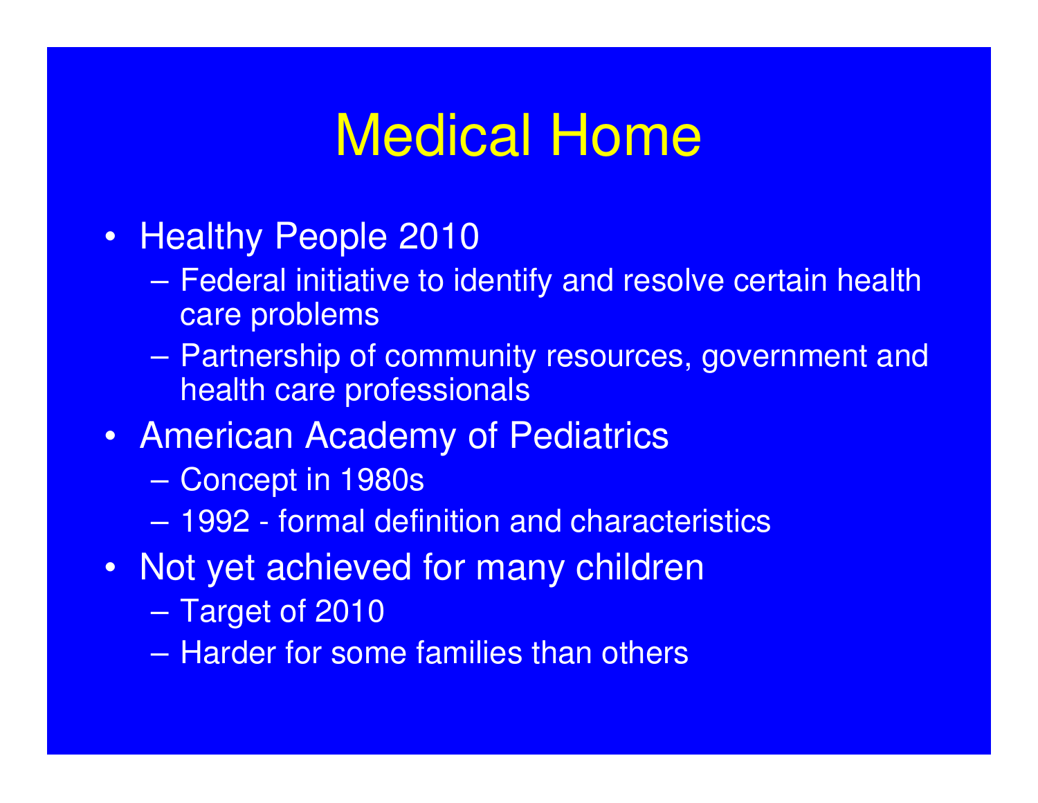# Medical Home

- Healthy People 2010
  - Federal initiative to identify and resolve certain health care problems
  - Partnership of community resources, government and health care professionals
- American Academy of Pediatrics
  - Concept in 1980s
  - 1992 - formal definition and characteristics
- Not yet achieved for many children
  - Target of 2010
  - Harder for some families than others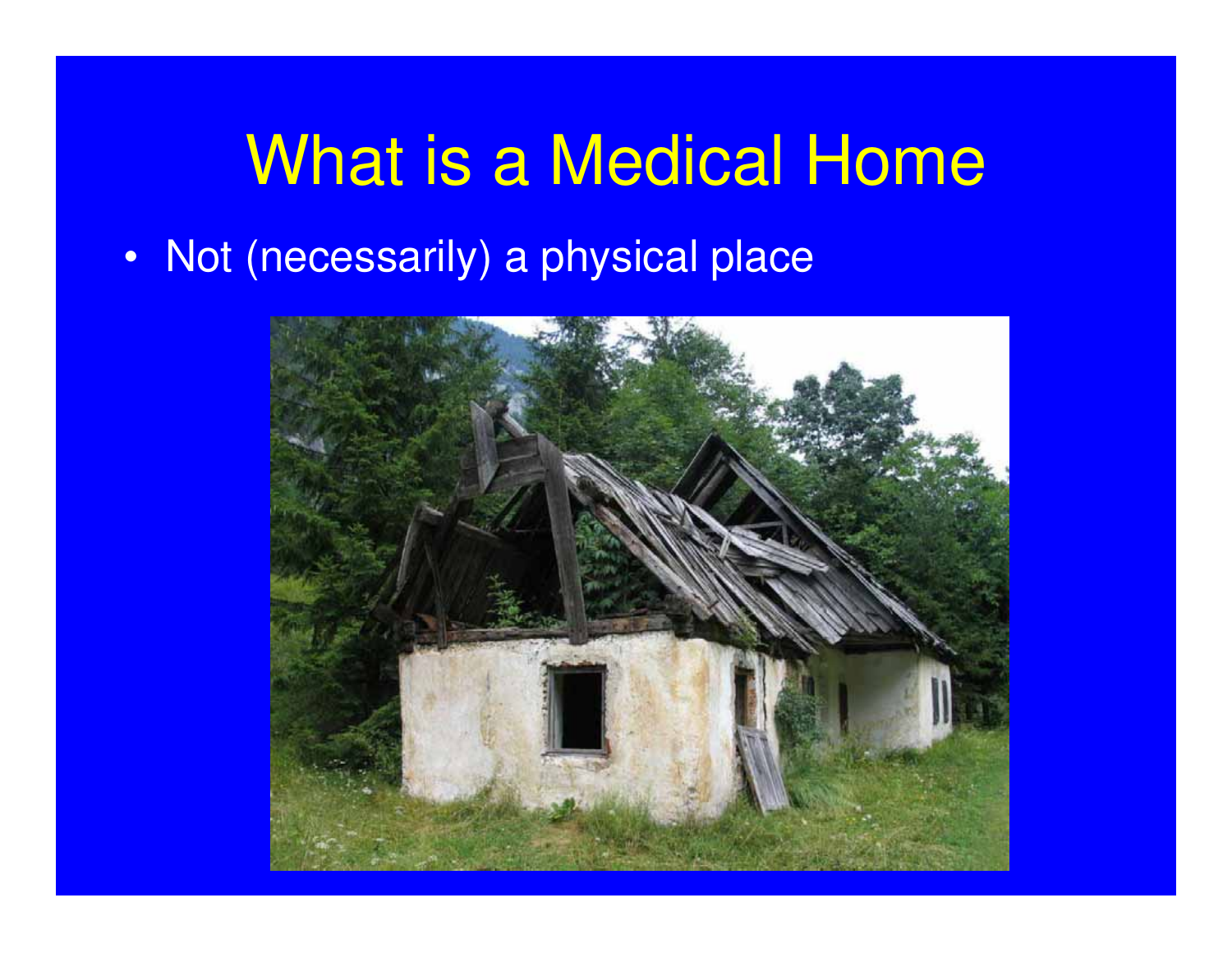# What is a Medical Home

- Not (necessarily) a physical place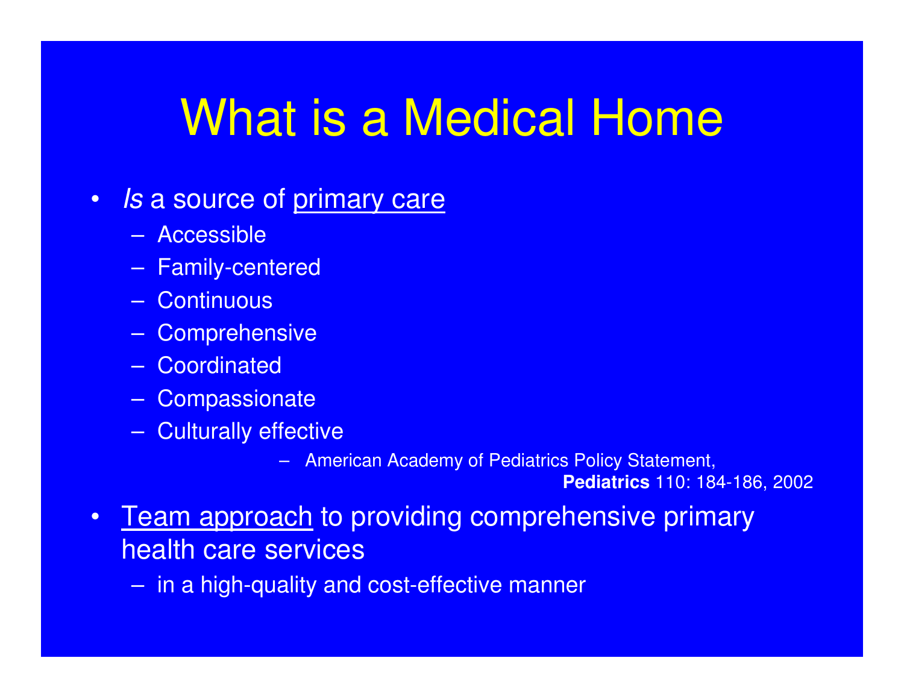# What is a Medical Home

- *Is* a source of <u>primary care</u>
  - Accessible
  - Family-centered
  - Continuous
  - Comprehensive
  - Coordinated
  - Compassionate
  - Culturally effective
    - American Academy of Pediatrics Policy Statement, **Pediatrics** 110: 184-186, 2002
- <u>Team approach</u> to providing comprehensive primary health care services
  - in a high-quality and cost-effective manner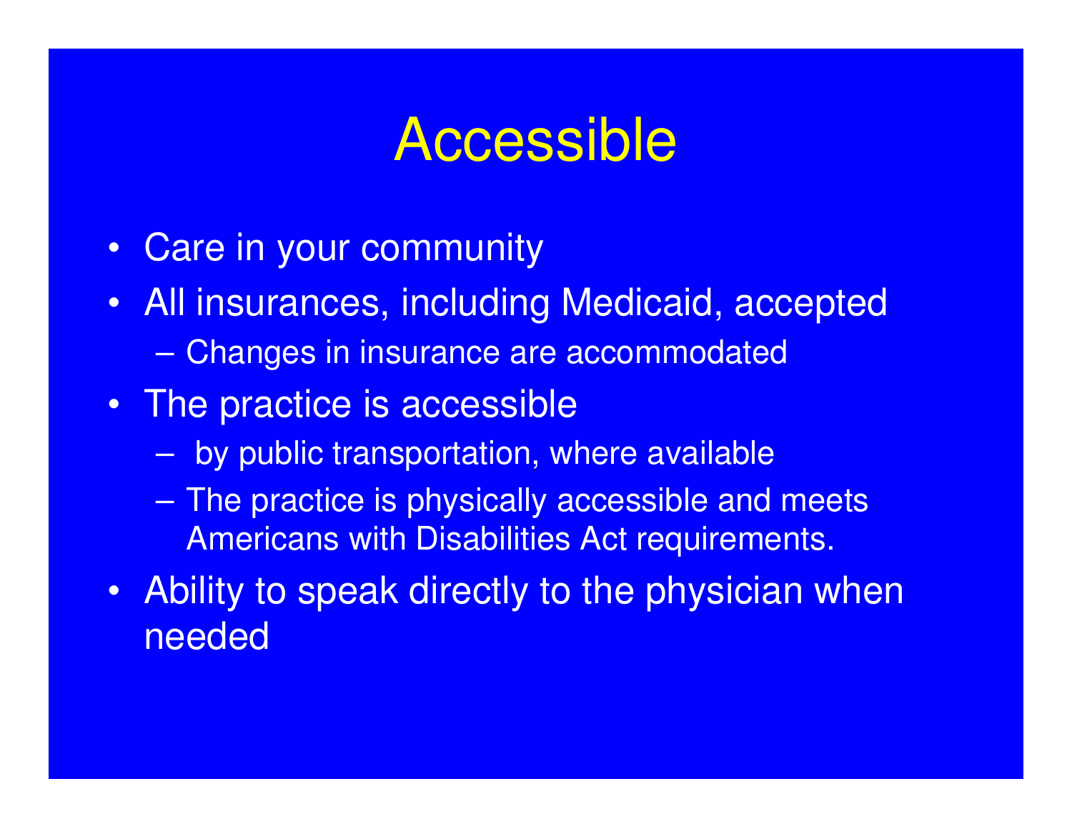# Accessible

- Care in your community
- All insurances, including Medicaid, accepted
  - Changes in insurance are accommodated
- The practice is accessible
  - by public transportation, where available
  - The practice is physically accessible and meets Americans with Disabilities Act requirements.
- Ability to speak directly to the physician when needed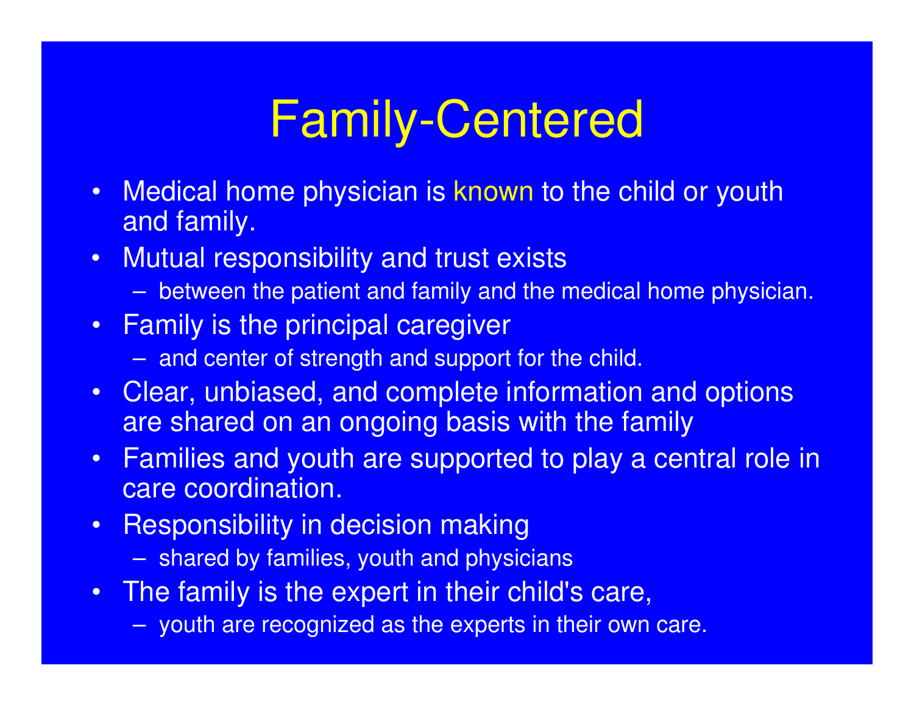# Family-Centered

- Medical home physician is known to the child or youth and family.
- Mutual responsibility and trust exists
  - between the patient and family and the medical home physician.
- Family is the principal caregiver
  - and center of strength and support for the child.
- Clear, unbiased, and complete information and options are shared on an ongoing basis with the family
- Families and youth are supported to play a central role in care coordination.
- Responsibility in decision making
  - shared by families, youth and physicians
- The family is the expert in their child's care,
  - youth are recognized as the experts in their own care.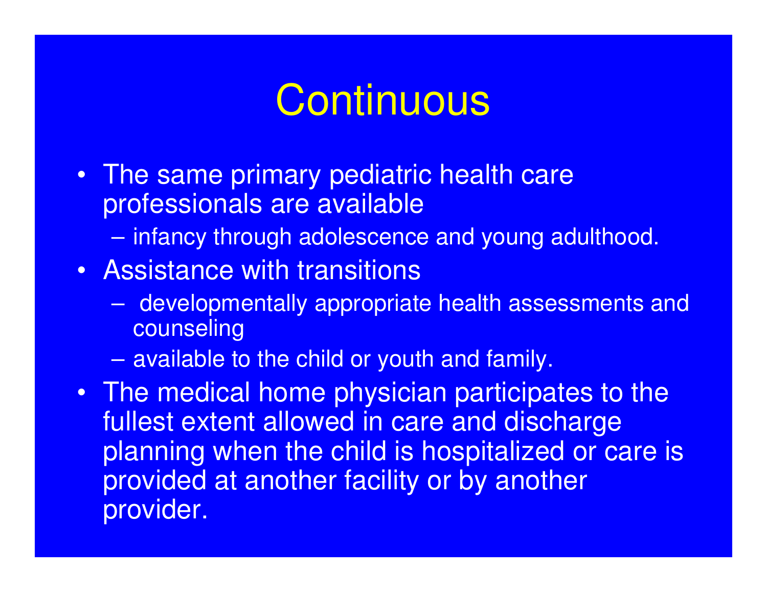# Continuous

- The same primary pediatric health care professionals are available
  - infancy through adolescence and young adulthood.
- Assistance with transitions
  - developmentally appropriate health assessments and counseling
  - available to the child or youth and family.
- The medical home physician participates to the fullest extent allowed in care and discharge planning when the child is hospitalized or care is provided at another facility or by another provider.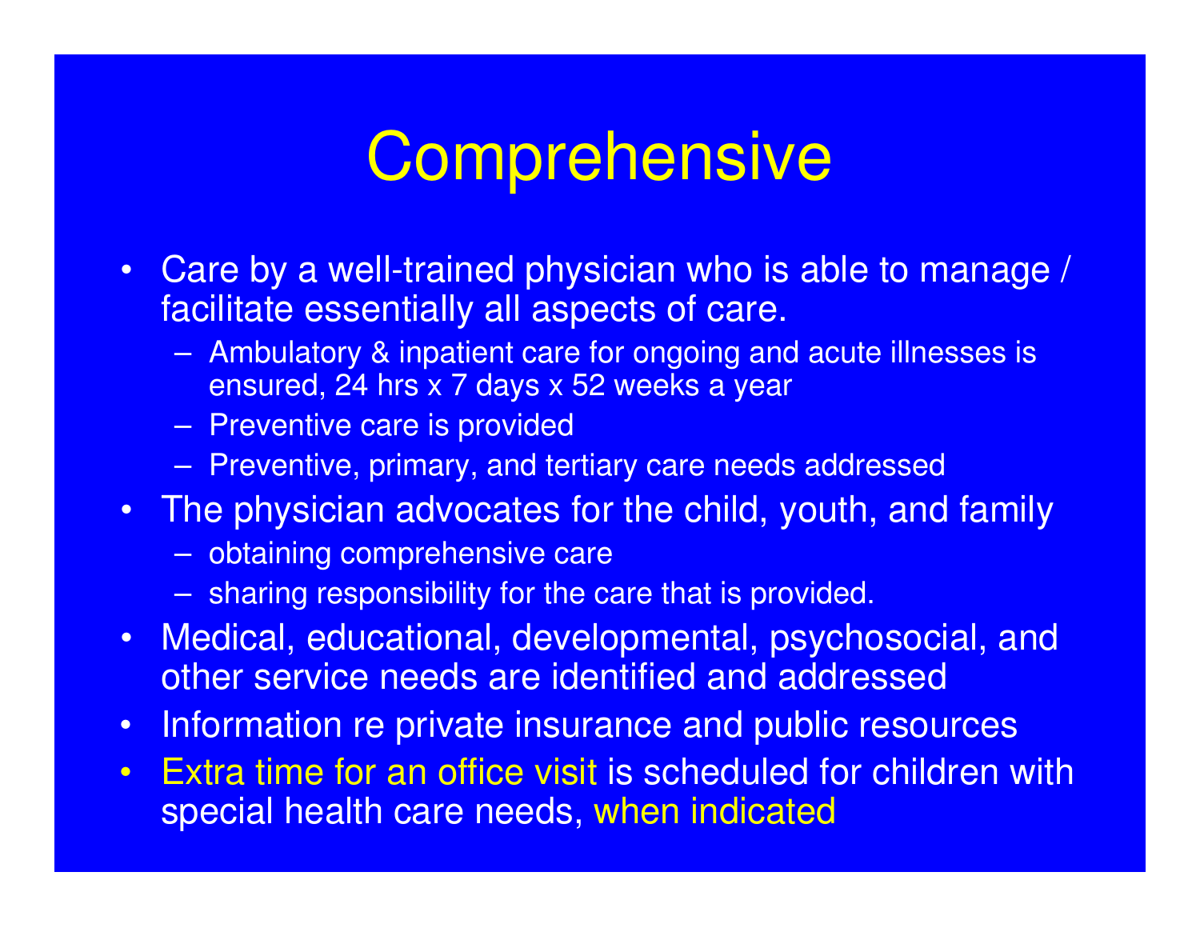# Comprehensive

- Care by a well-trained physician who is able to manage / facilitate essentially all aspects of care.
  - Ambulatory & inpatient care for ongoing and acute illnesses is ensured, 24 hrs x 7 days x 52 weeks a year
  - Preventive care is provided
  - Preventive, primary, and tertiary care needs addressed
- The physician advocates for the child, youth, and family
  - obtaining comprehensive care
  - sharing responsibility for the care that is provided.
- Medical, educational, developmental, psychosocial, and other service needs are identified and addressed
- Information re private insurance and public resources
- Extra time for an office visit is scheduled for children with special health care needs, when indicated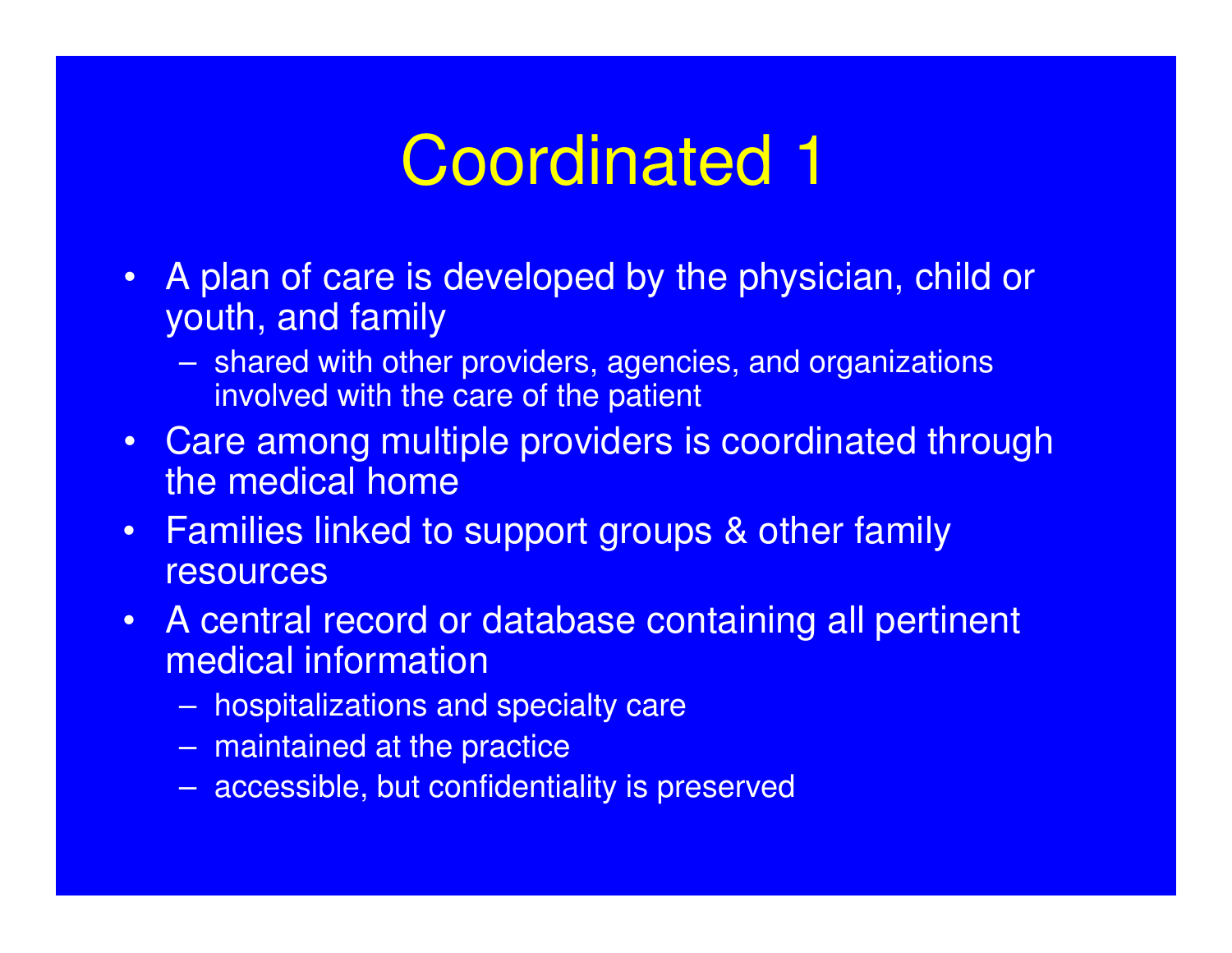# Coordinated 1

- A plan of care is developed by the physician, child or youth, and family
  - shared with other providers, agencies, and organizations involved with the care of the patient
- Care among multiple providers is coordinated through the medical home
- Families linked to support groups & other family resources
- A central record or database containing all pertinent medical information
  - hospitalizations and specialty care
  - maintained at the practice
  - accessible, but confidentiality is preserved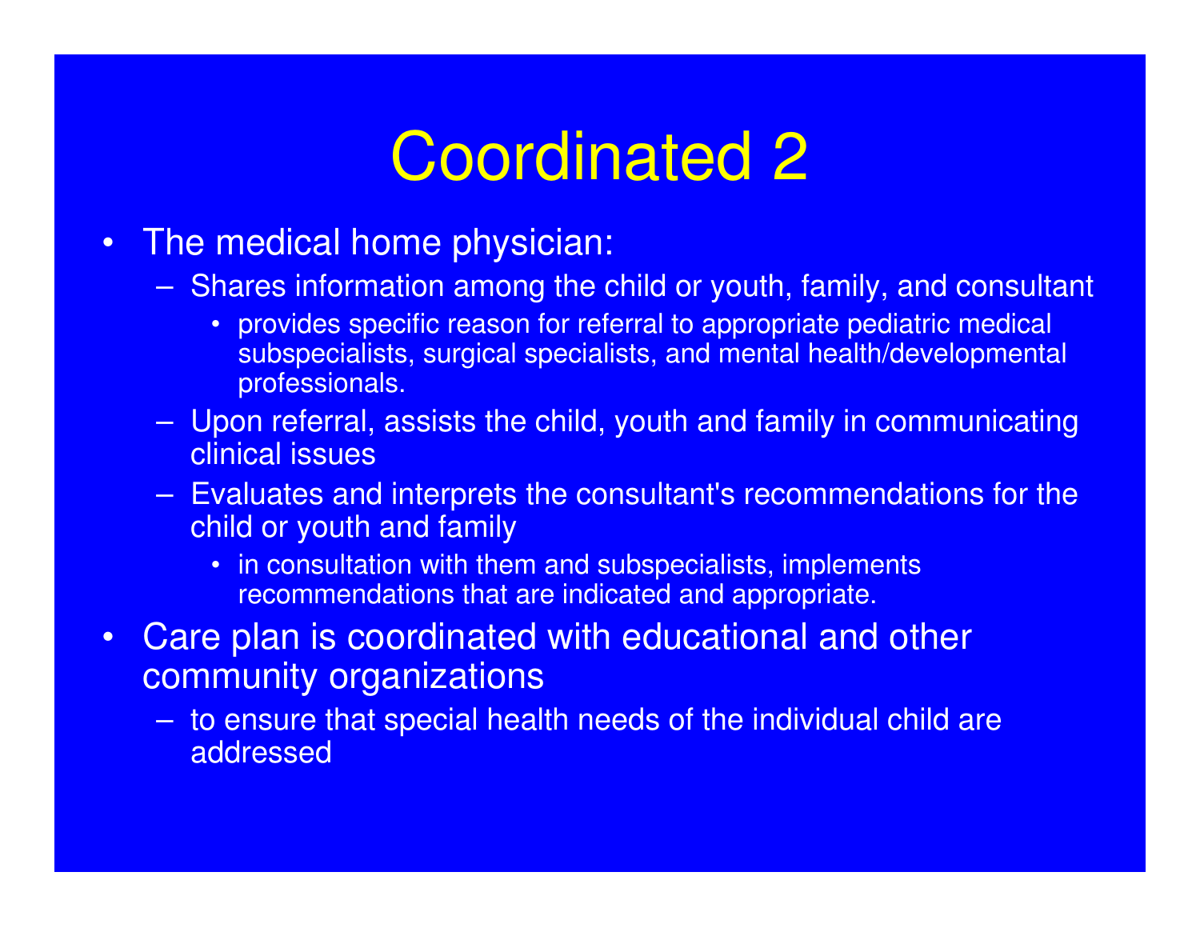# Coordinated 2

- The medical home physician:
  - Shares information among the child or youth, family, and consultant
    - provides specific reason for referral to appropriate pediatric medical subspecialists, surgical specialists, and mental health/developmental professionals.
  - Upon referral, assists the child, youth and family in communicating clinical issues
  - Evaluates and interprets the consultant's recommendations for the child or youth and family
    - in consultation with them and subspecialists, implements recommendations that are indicated and appropriate.
- Care plan is coordinated with educational and other community organizations
  - to ensure that special health needs of the individual child are addressed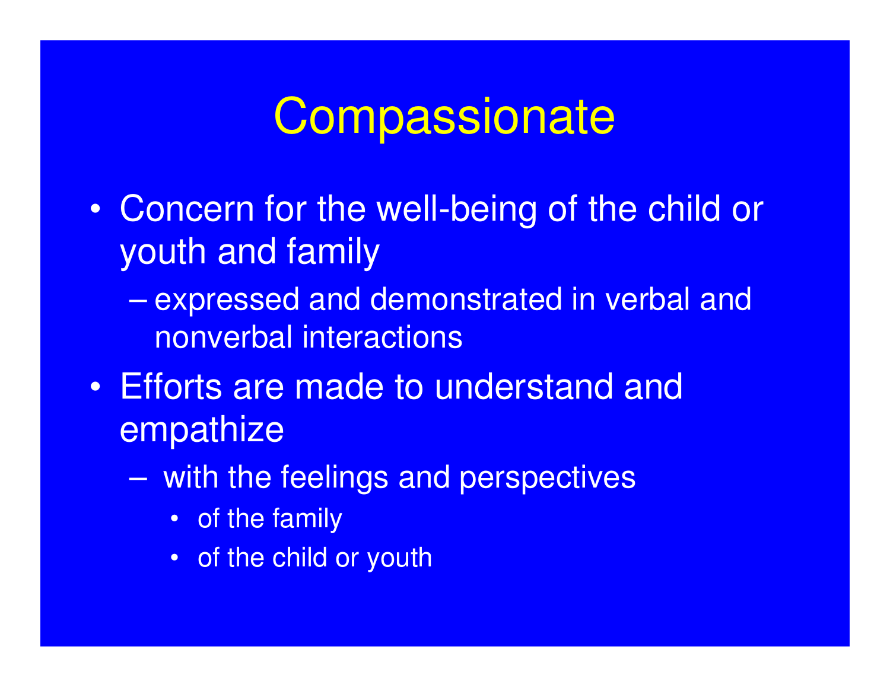# Compassionate

- Concern for the well-being of the child or youth and family
  - expressed and demonstrated in verbal and nonverbal interactions
- Efforts are made to understand and empathize
  - with the feelings and perspectives
    - of the family
    - of the child or youth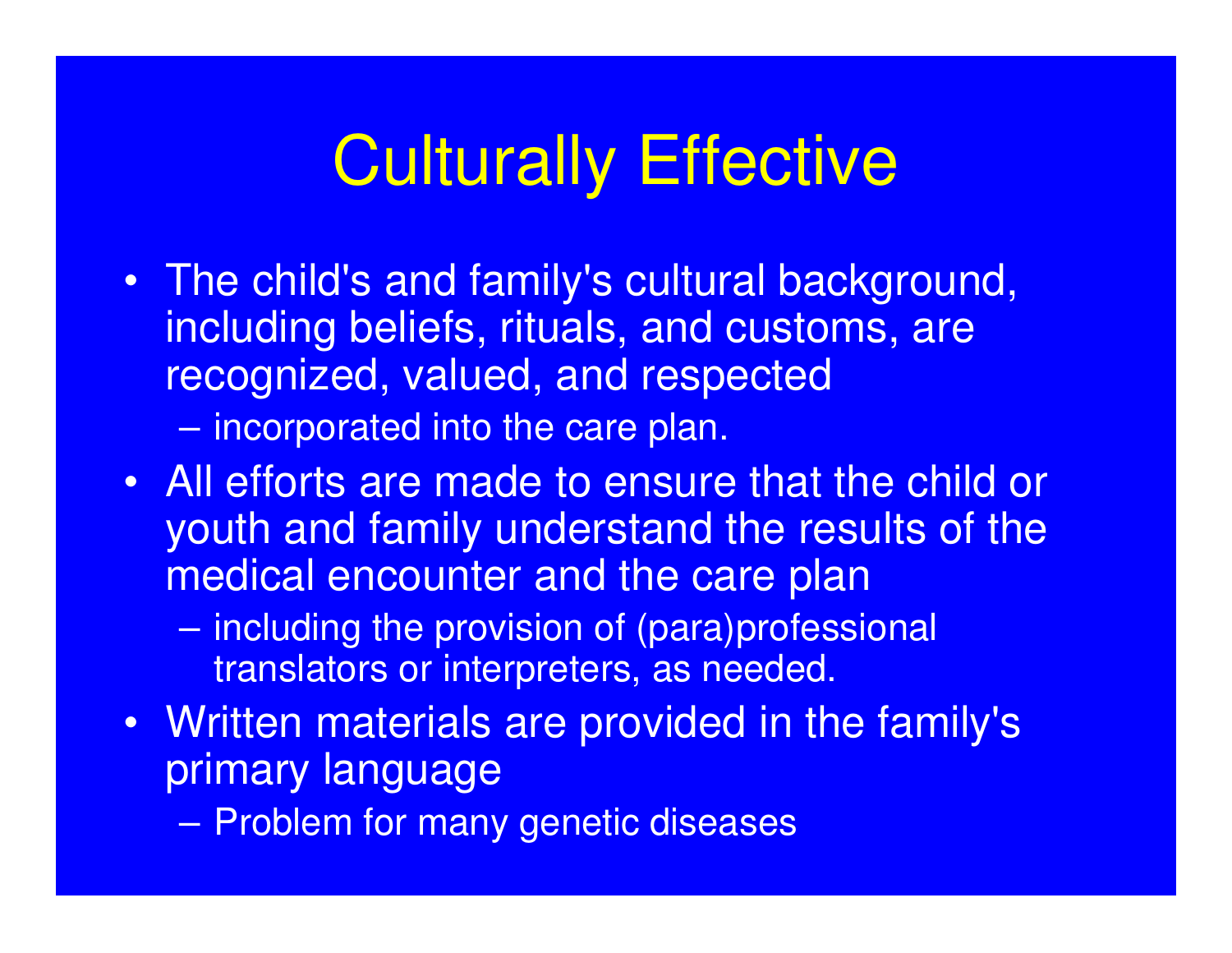# Culturally Effective

- The child's and family's cultural background, including beliefs, rituals, and customs, are recognized, valued, and respected
  - incorporated into the care plan.
- All efforts are made to ensure that the child or youth and family understand the results of the medical encounter and the care plan
  - including the provision of (para)professional translators or interpreters, as needed.
- Written materials are provided in the family's primary language
  - Problem for many genetic diseases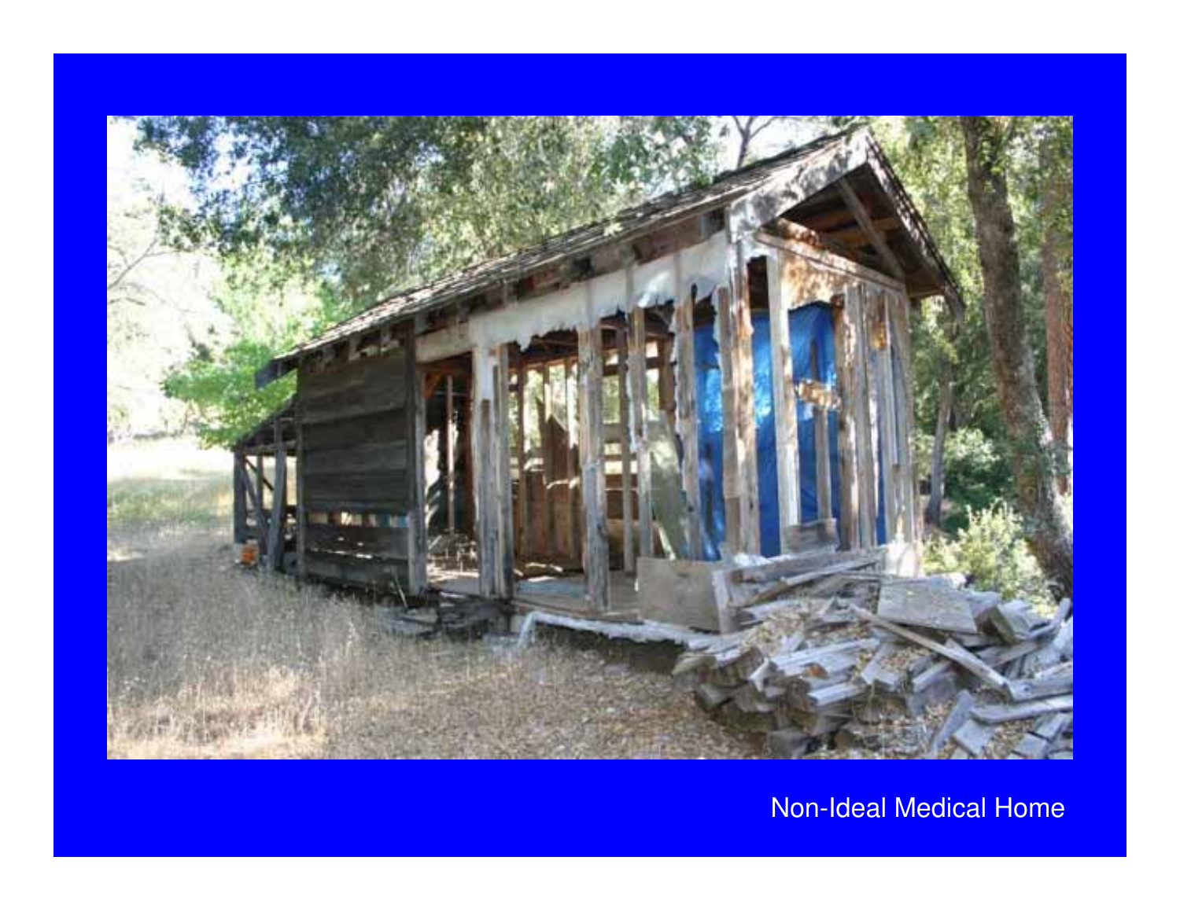Non-Ideal Medical Home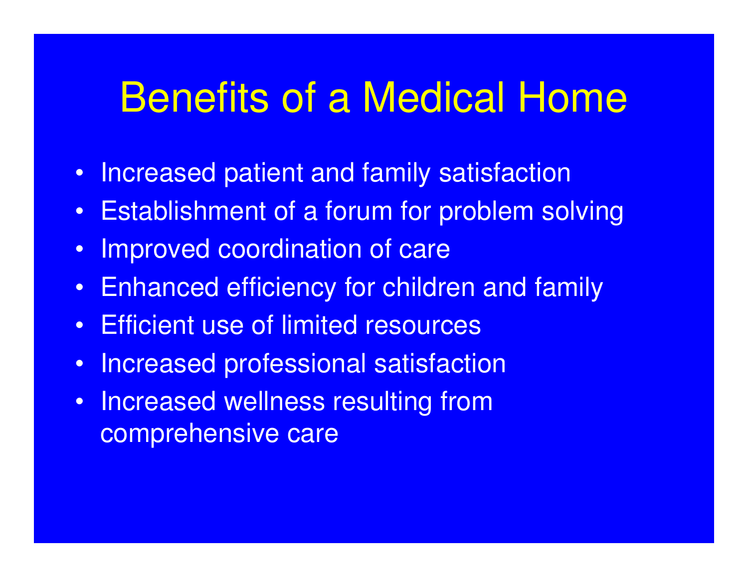# Benefits of a Medical Home

- Increased patient and family satisfaction
- Establishment of a forum for problem solving
- Improved coordination of care
- Enhanced efficiency for children and family
- Efficient use of limited resources
- Increased professional satisfaction
- Increased wellness resulting from comprehensive care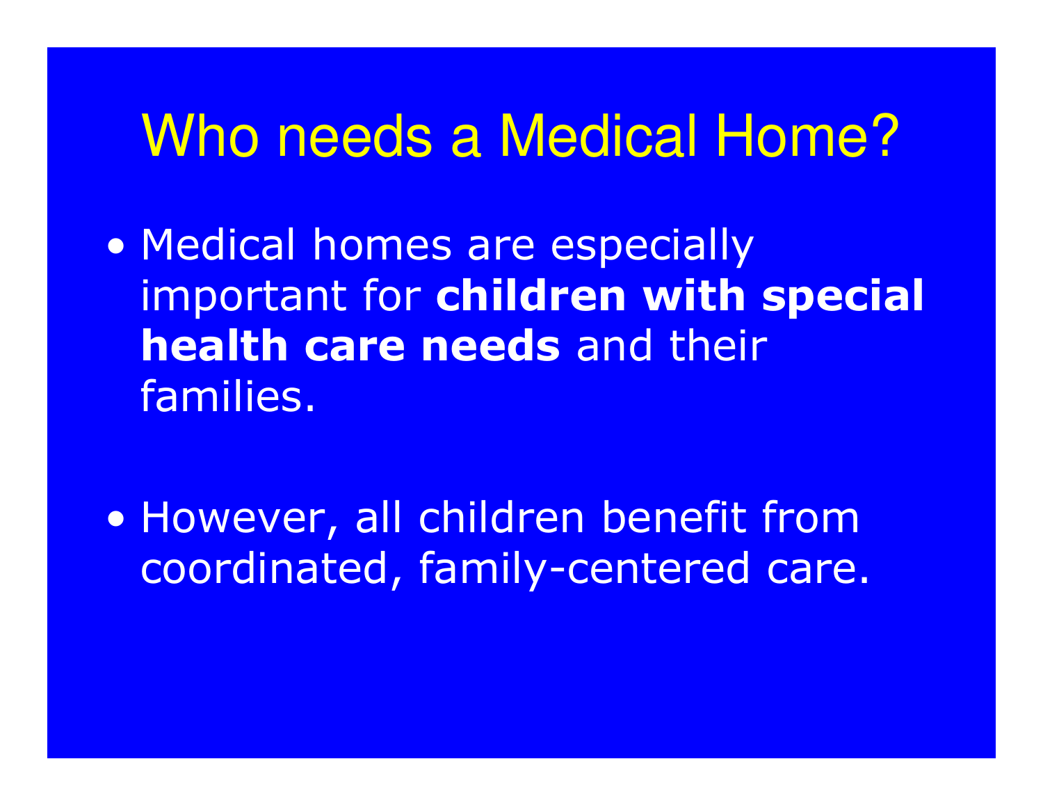# Who needs a Medical Home?

- Medical homes are especially important for **children with special health care needs** and their families.

- However, all children benefit from coordinated, family-centered care.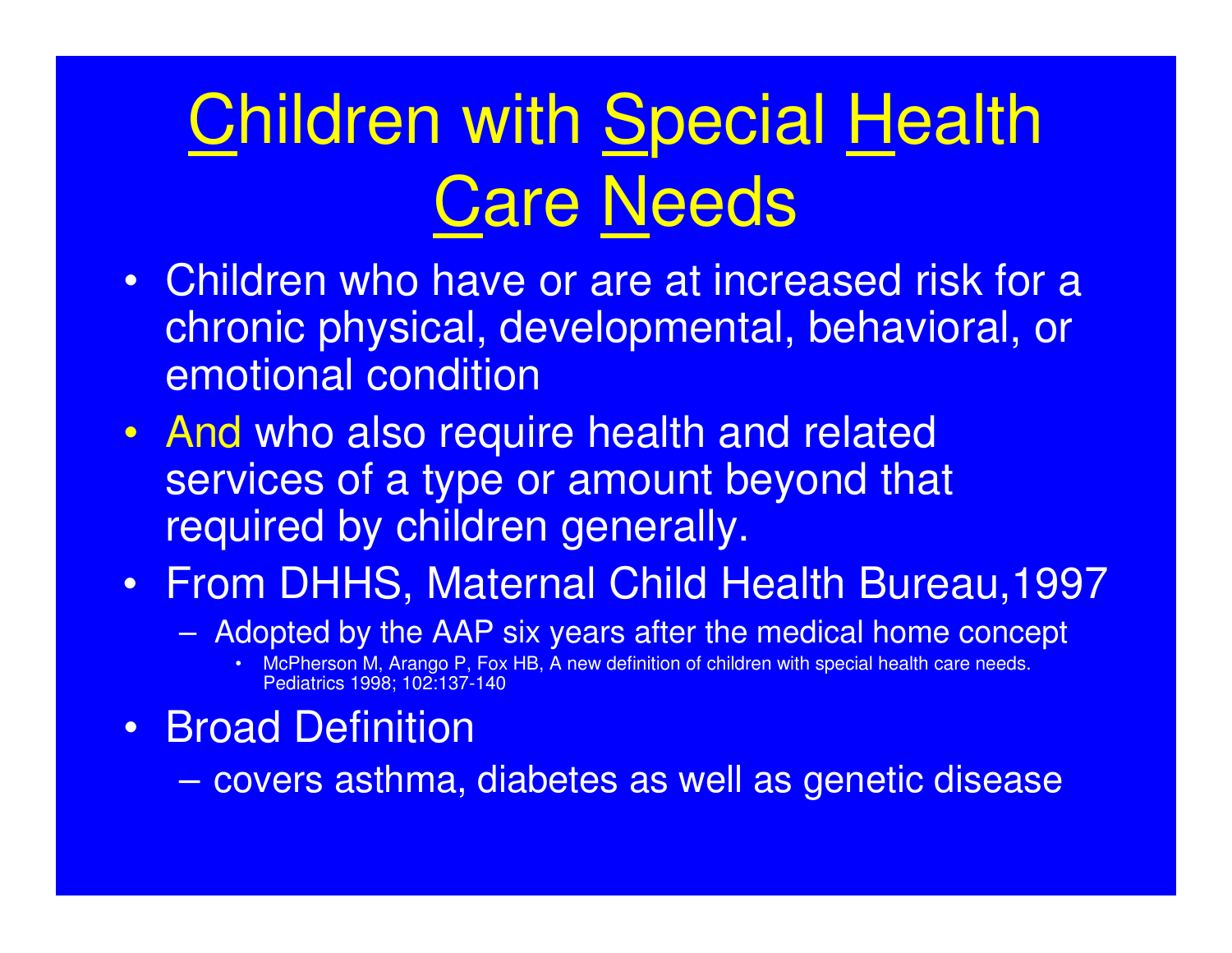# Children with Special Health Care Needs

- Children who have or are at increased risk for a chronic physical, developmental, behavioral, or emotional condition
- And who also require health and related services of a type or amount beyond that required by children generally.
- From DHHS, Maternal Child Health Bureau,1997
  - Adopted by the AAP six years after the medical home concept
    - McPherson M, Arango P, Fox HB, A new definition of children with special health care needs. Pediatrics 1998; 102:137-140
- Broad Definition
  - covers asthma, diabetes as well as genetic disease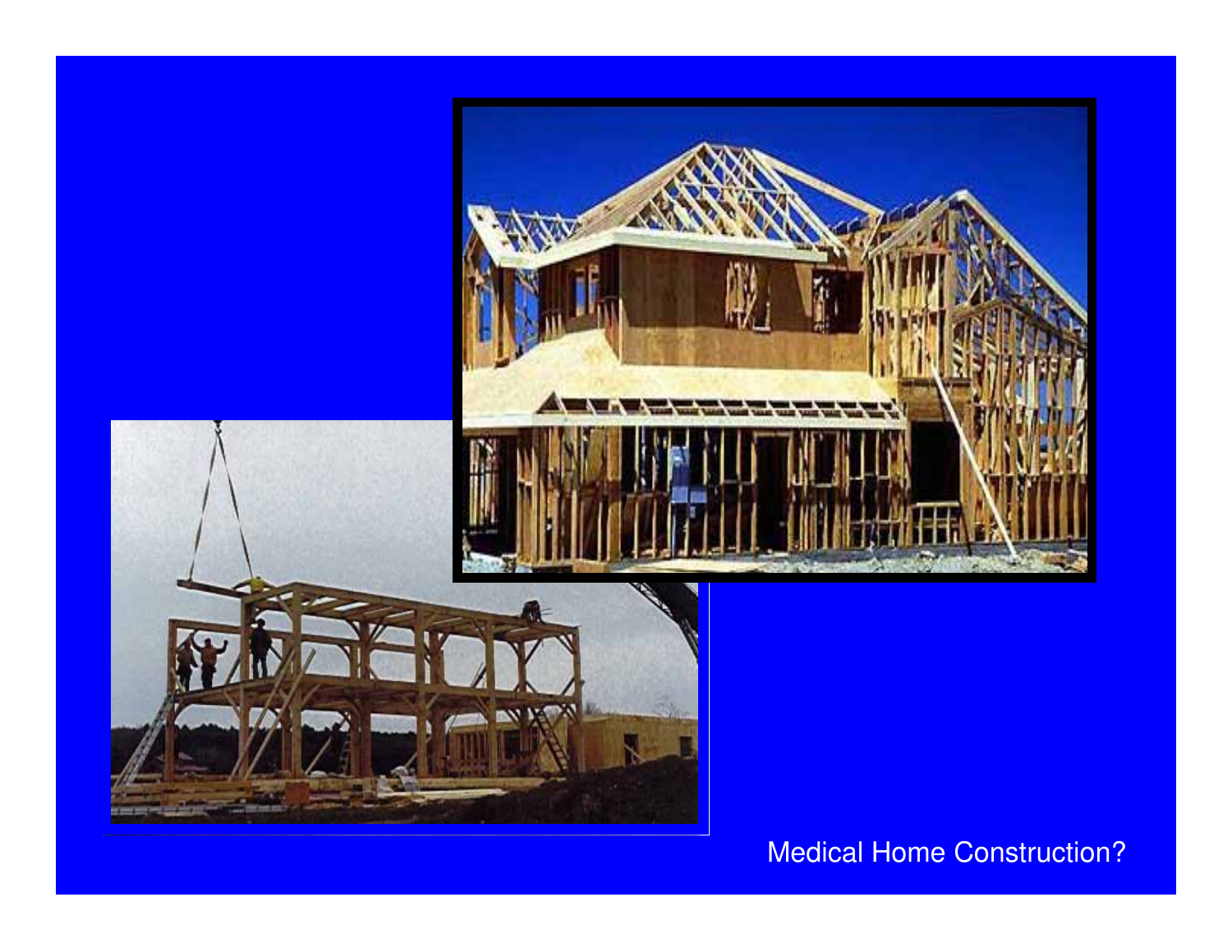Medical Home Construction?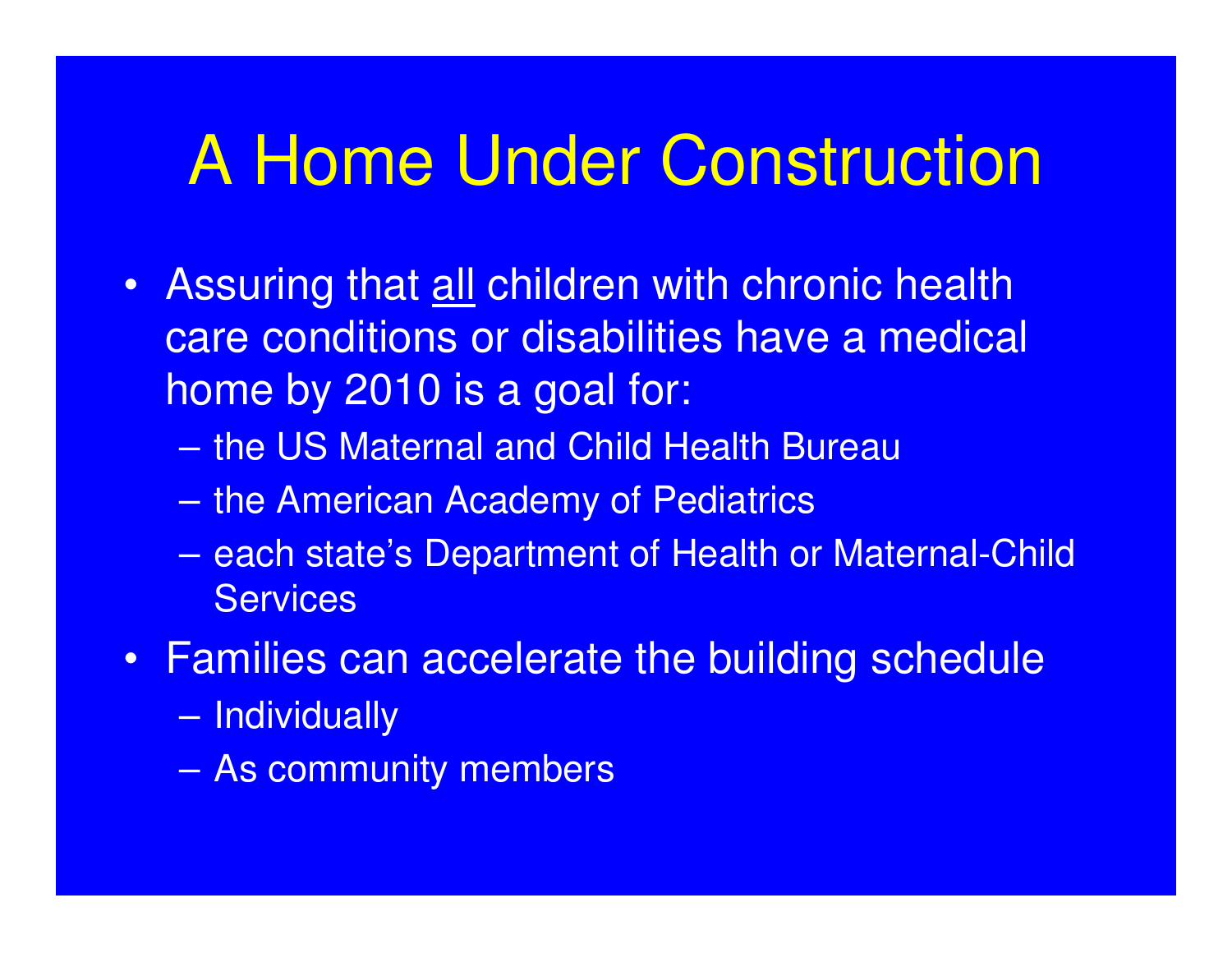# A Home Under Construction

- Assuring that <u>all</u> children with chronic health care conditions or disabilities have a medical home by 2010 is a goal for:
  - the US Maternal and Child Health Bureau
  - the American Academy of Pediatrics
  - each state's Department of Health or Maternal-Child Services
- Families can accelerate the building schedule
  - Individually
  - As community members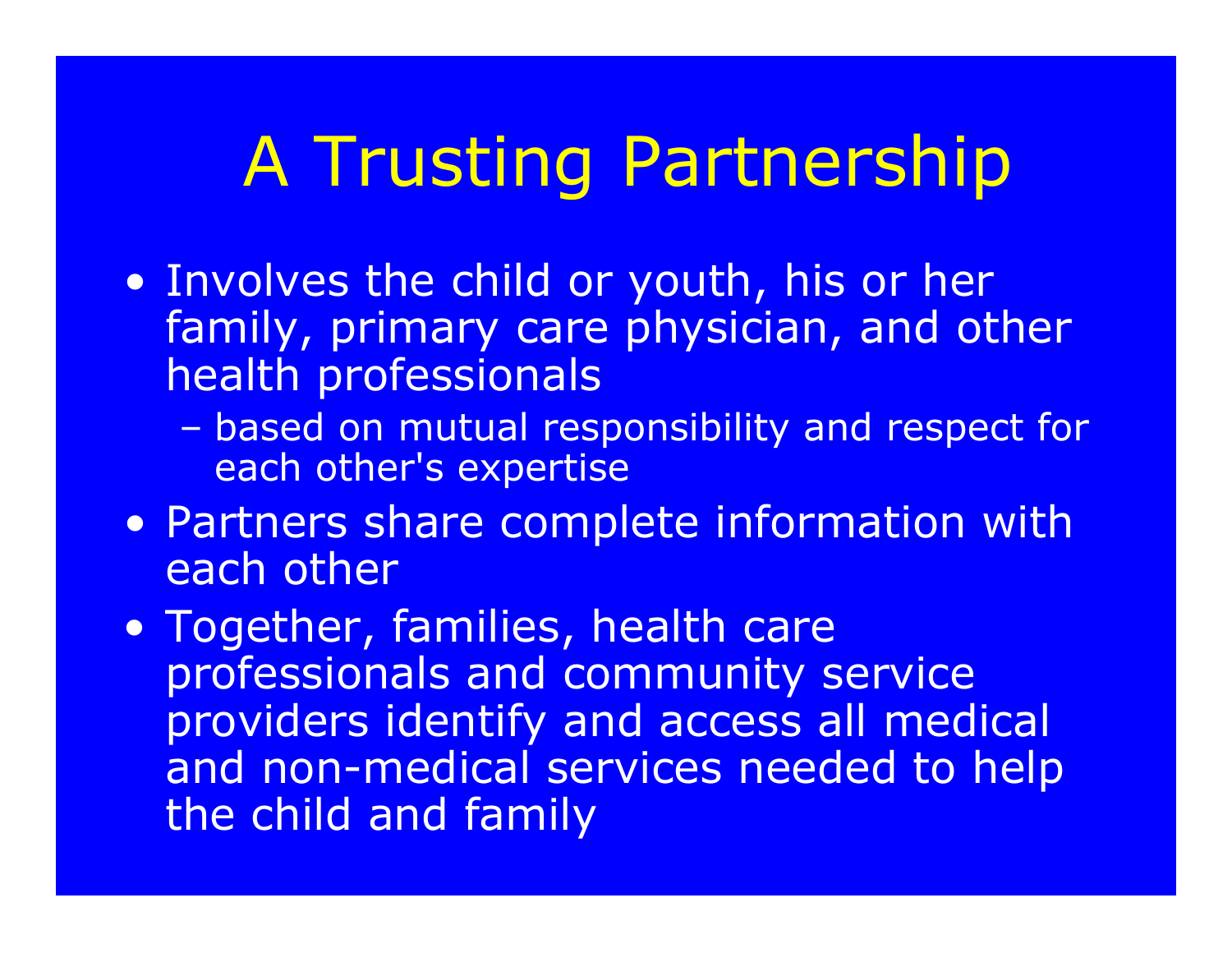# A Trusting Partnership

- Involves the child or youth, his or her family, primary care physician, and other health professionals
  - based on mutual responsibility and respect for each other's expertise
- Partners share complete information with each other
- Together, families, health care professionals and community service providers identify and access all medical and non-medical services needed to help the child and family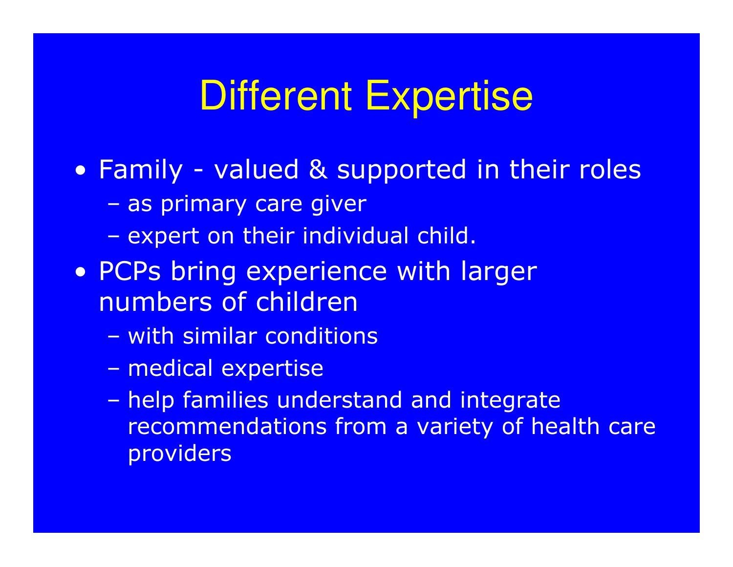# Different Expertise

- Family - valued & supported in their roles
  - as primary care giver
  - expert on their individual child.
- PCPs bring experience with larger numbers of children
  - with similar conditions
  - medical expertise
  - help families understand and integrate recommendations from a variety of health care providers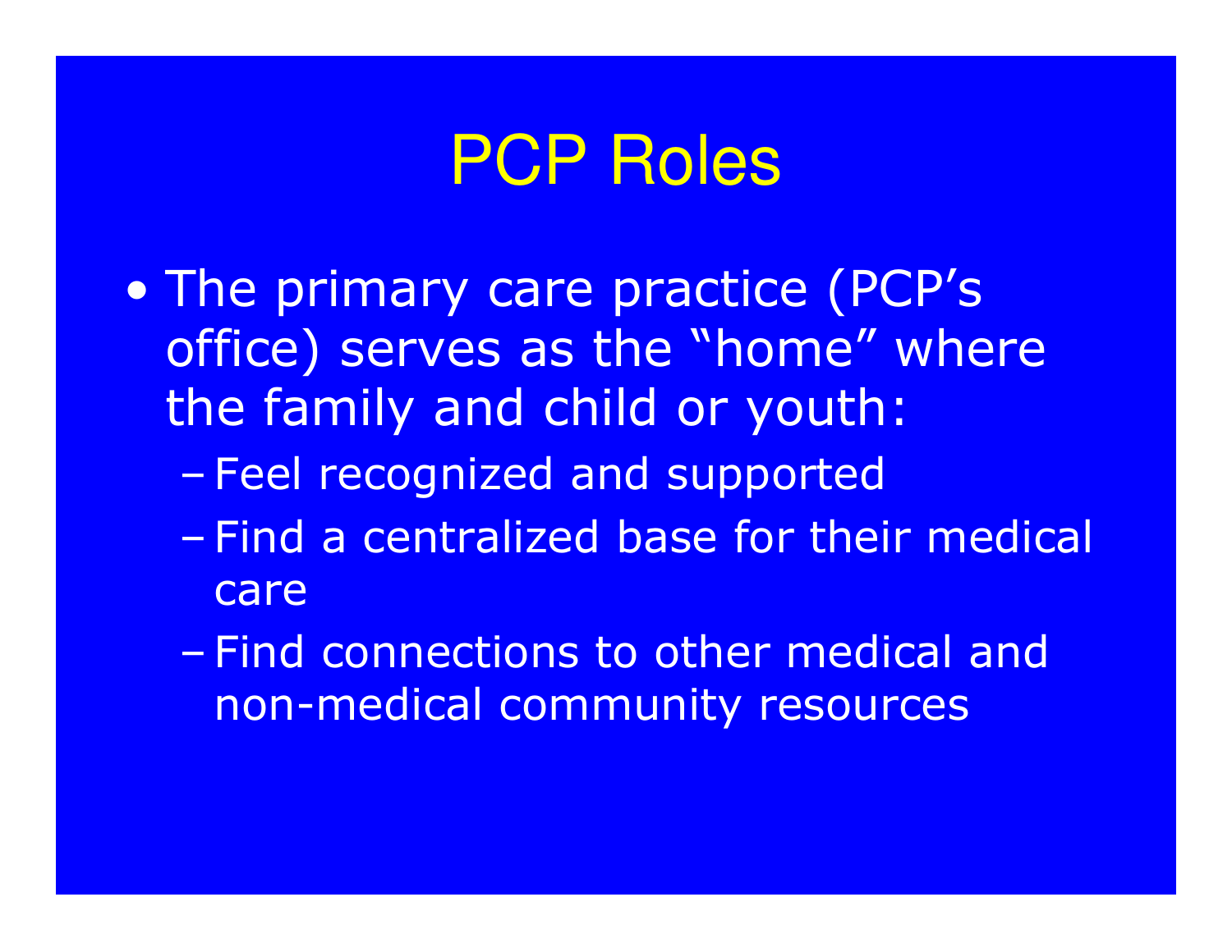# PCP Roles

- The primary care practice (PCP's office) serves as the "home" where the family and child or youth:
  - Feel recognized and supported
  - Find a centralized base for their medical care
  - Find connections to other medical and non-medical community resources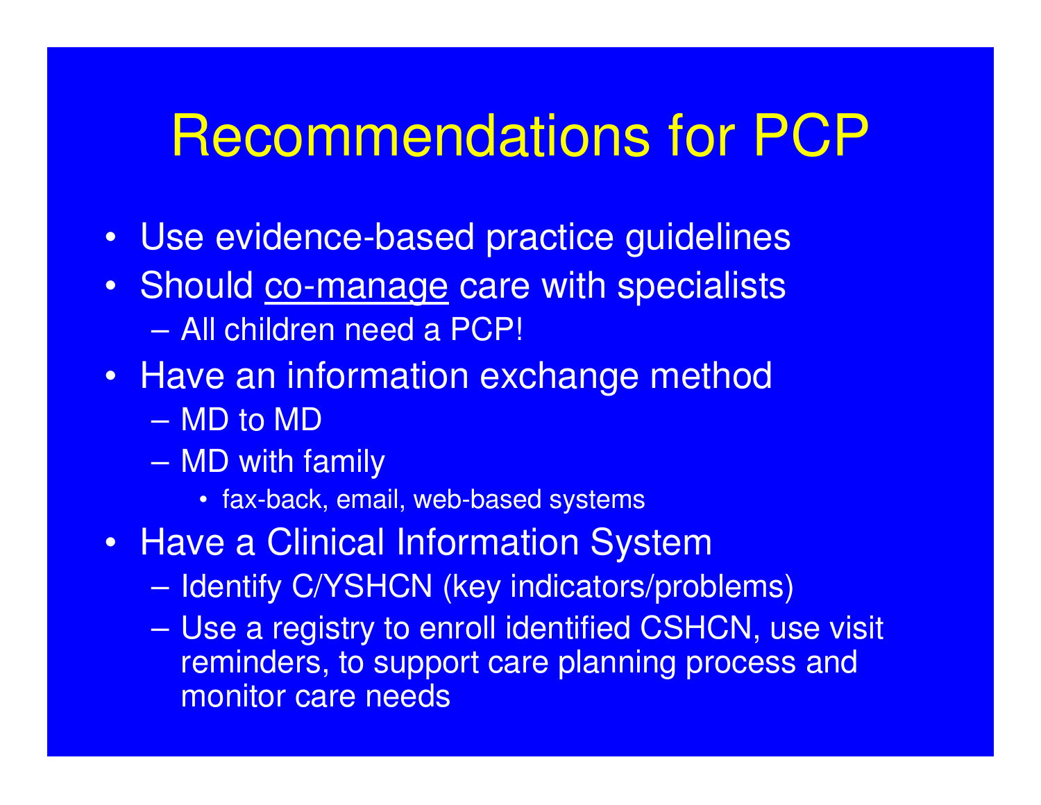# Recommendations for PCP

- Use evidence-based practice guidelines
- Should <u>co-manage</u> care with specialists
  - All children need a PCP!
- Have an information exchange method
  - MD to MD
  - MD with family
    - fax-back, email, web-based systems
- Have a Clinical Information System
  - Identify C/YSHCN (key indicators/problems)
  - Use a registry to enroll identified CSHCN, use visit reminders, to support care planning process and monitor care needs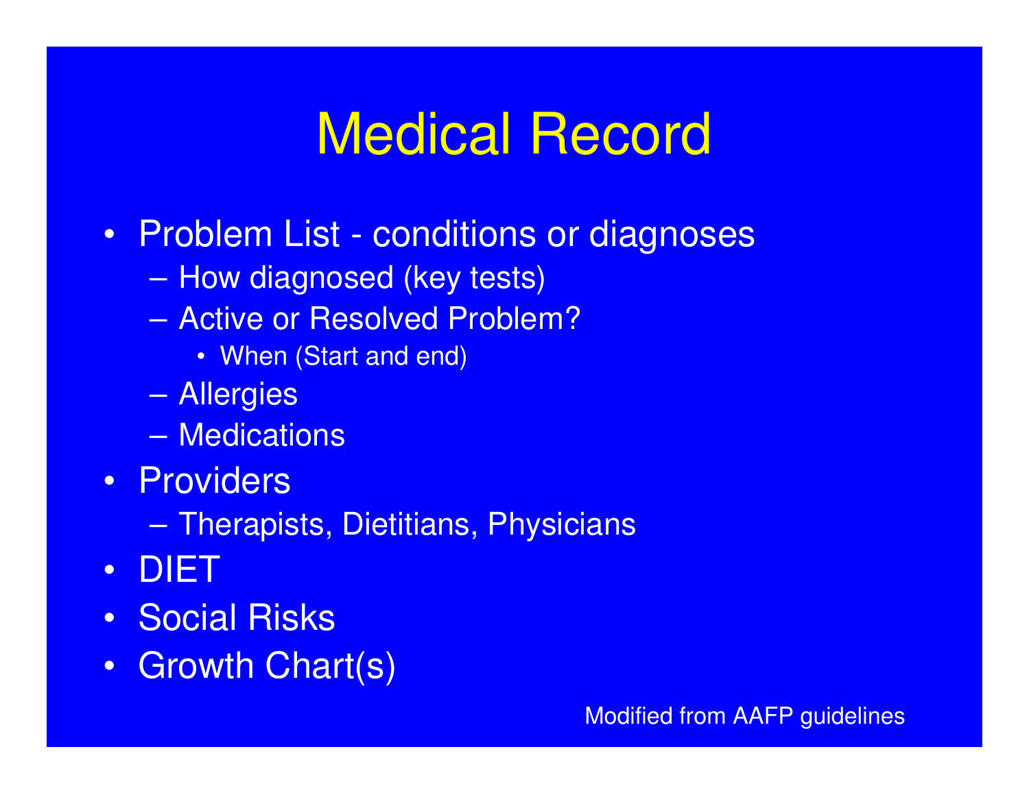# Medical Record

- Problem List - conditions or diagnoses
  - How diagnosed (key tests)
  - Active or Resolved Problem?
    - When (Start and end)
  - Allergies
  - Medications
- Providers
  - Therapists, Dietitians, Physicians
- DIET
- Social Risks
- Growth Chart(s)

Modified from AAFP guidelines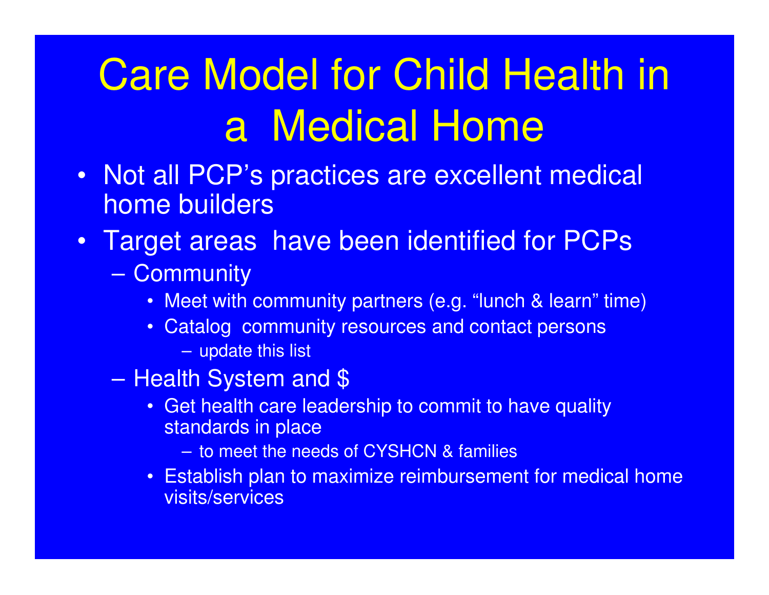# Care Model for Child Health in a Medical Home

- Not all PCP's practices are excellent medical home builders
- Target areas have been identified for PCPs
  - Community
    - Meet with community partners (e.g. "lunch & learn" time)
    - Catalog community resources and contact persons
      - update this list
  - Health System and $
    - Get health care leadership to commit to have quality standards in place
      - to meet the needs of CYSHCN & families
    - Establish plan to maximize reimbursement for medical home visits/services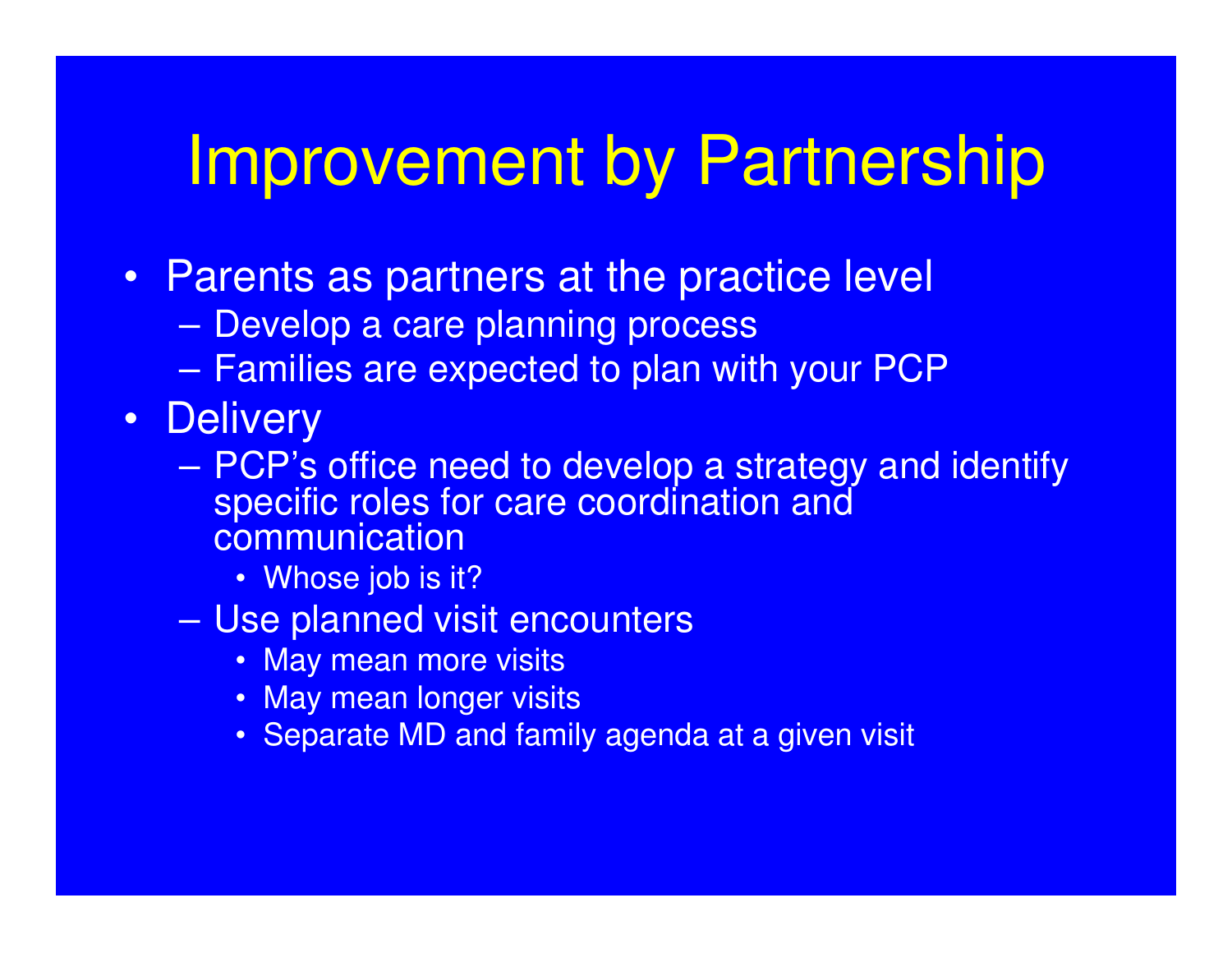# Improvement by Partnership

- Parents as partners at the practice level
  - Develop a care planning process
  - Families are expected to plan with your PCP
- Delivery
  - PCP's office need to develop a strategy and identify specific roles for care coordination and communication
    - Whose job is it?
  - Use planned visit encounters
    - May mean more visits
    - May mean longer visits
    - Separate MD and family agenda at a given visit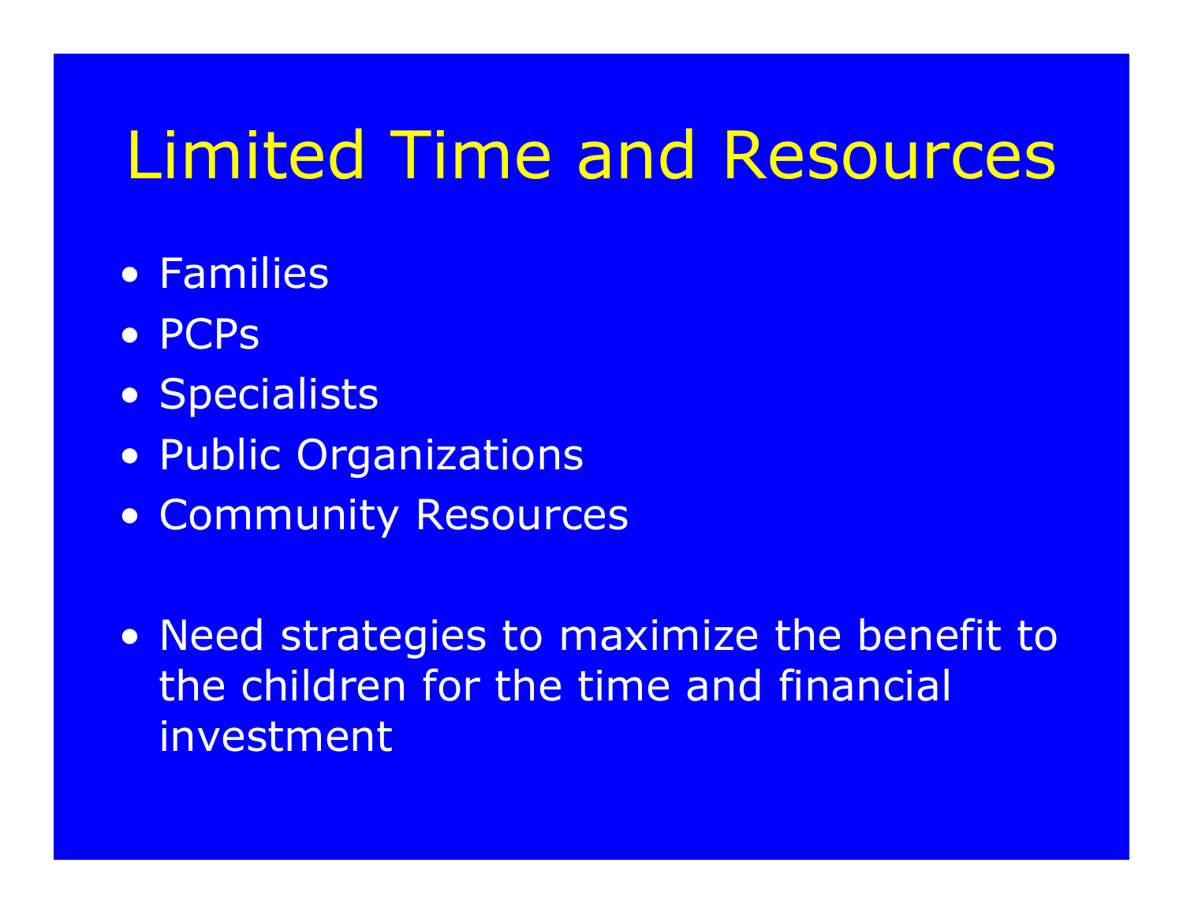# Limited Time and Resources

- Families
- PCPs
- Specialists
- Public Organizations
- Community Resources

- Need strategies to maximize the benefit to the children for the time and financial investment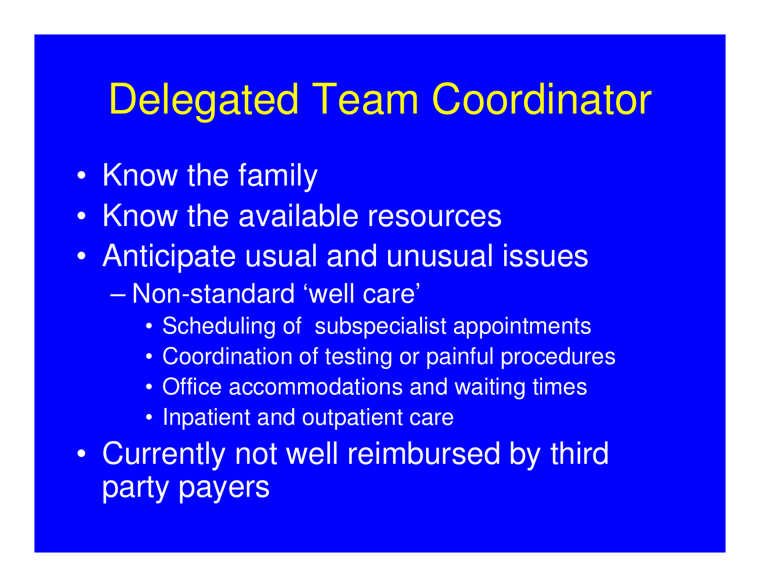# Delegated Team Coordinator

- Know the family
- Know the available resources
- Anticipate usual and unusual issues
  - Non-standard 'well care'
    - Scheduling of subspecialist appointments
    - Coordination of testing or painful procedures
    - Office accommodations and waiting times
    - Inpatient and outpatient care
- Currently not well reimbursed by third party payers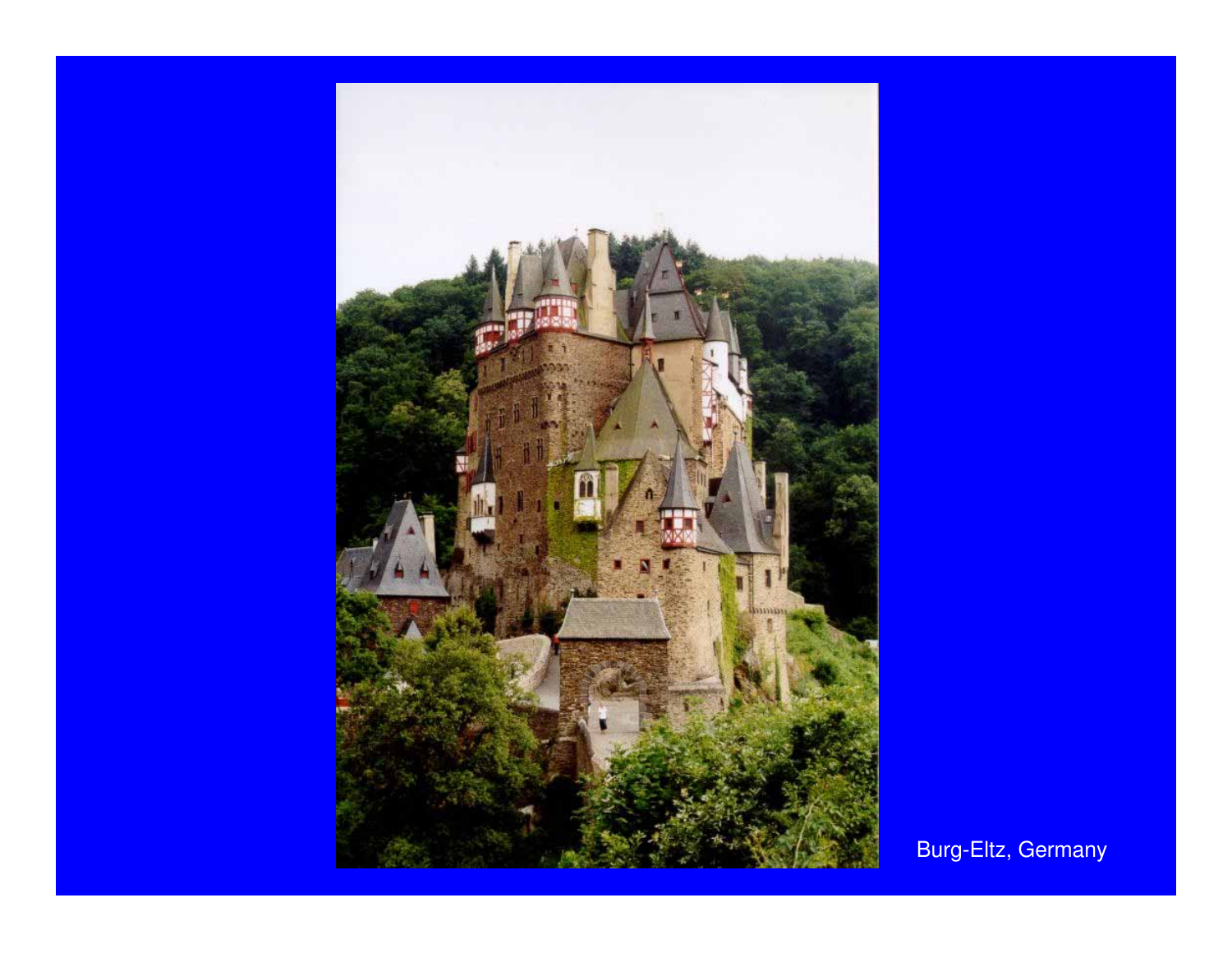Burg-Eltz, Germany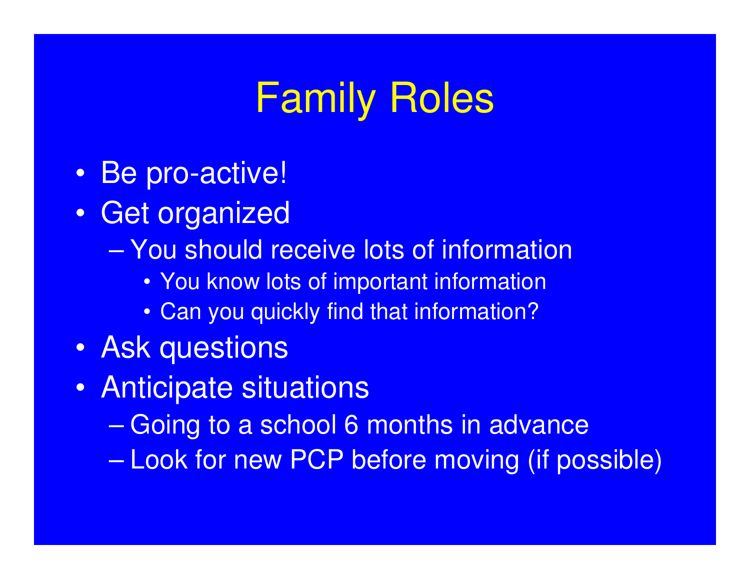# Family Roles

- Be pro-active!
- Get organized
  - You should receive lots of information
    - You know lots of important information
    - Can you quickly find that information?
- Ask questions
- Anticipate situations
  - Going to a school 6 months in advance
  - Look for new PCP before moving (if possible)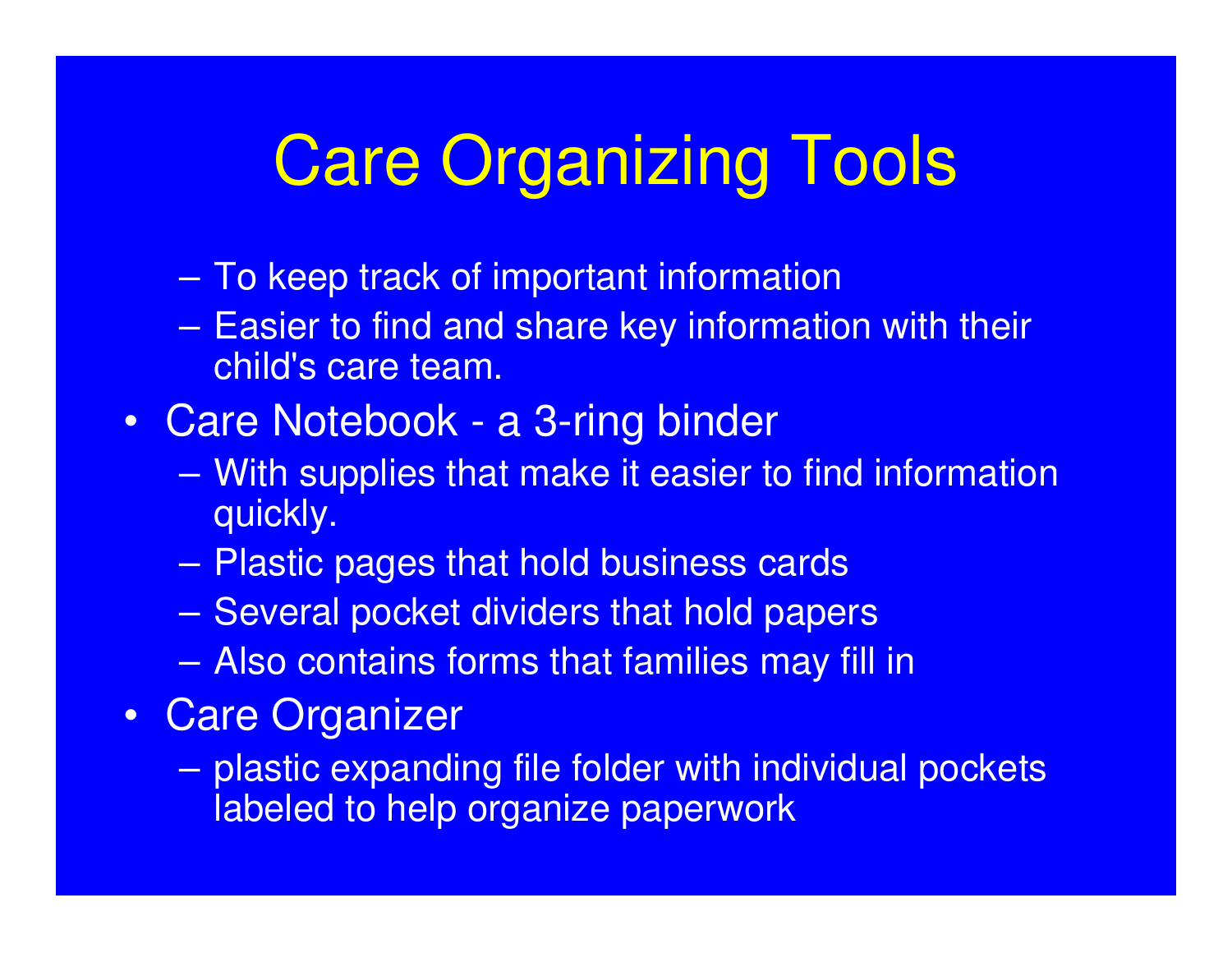# Care Organizing Tools

- To keep track of important information
- Easier to find and share key information with their child's care team.

- Care Notebook - a 3-ring binder
  - With supplies that make it easier to find information quickly.
  - Plastic pages that hold business cards
  - Several pocket dividers that hold papers
  - Also contains forms that families may fill in
- Care Organizer
  - plastic expanding file folder with individual pockets labeled to help organize paperwork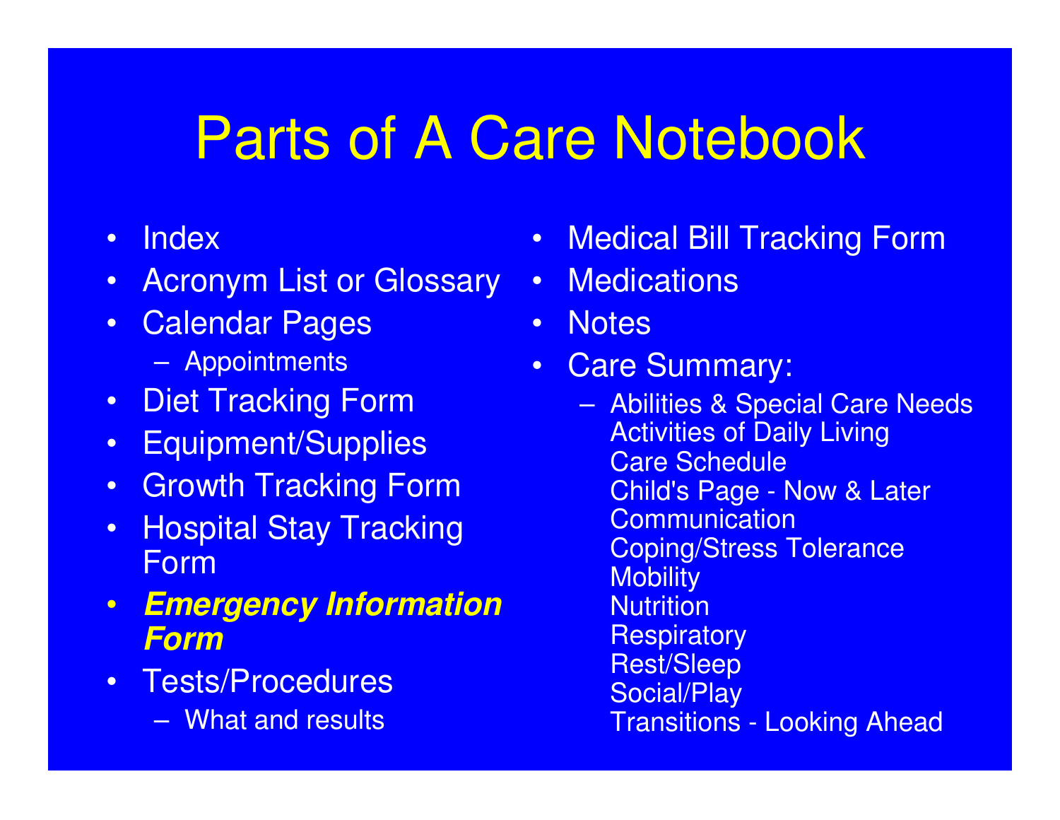# Parts of A Care Notebook

- Index
- Acronym List or Glossary
- Calendar Pages
  - Appointments
- Diet Tracking Form
- Equipment/Supplies
- Growth Tracking Form
- Hospital Stay Tracking Form
- ***Emergency Information Form***
- Tests/Procedures
  - What and results
- Medical Bill Tracking Form
- Medications
- Notes
- Care Summary:
  - Abilities & Special Care Needs
    Activities of Daily Living
    Care Schedule
    Child's Page - Now & Later
    Communication
    Coping/Stress Tolerance
    Mobility
    Nutrition
    Respiratory
    Rest/Sleep
    Social/Play
    Transitions - Looking Ahead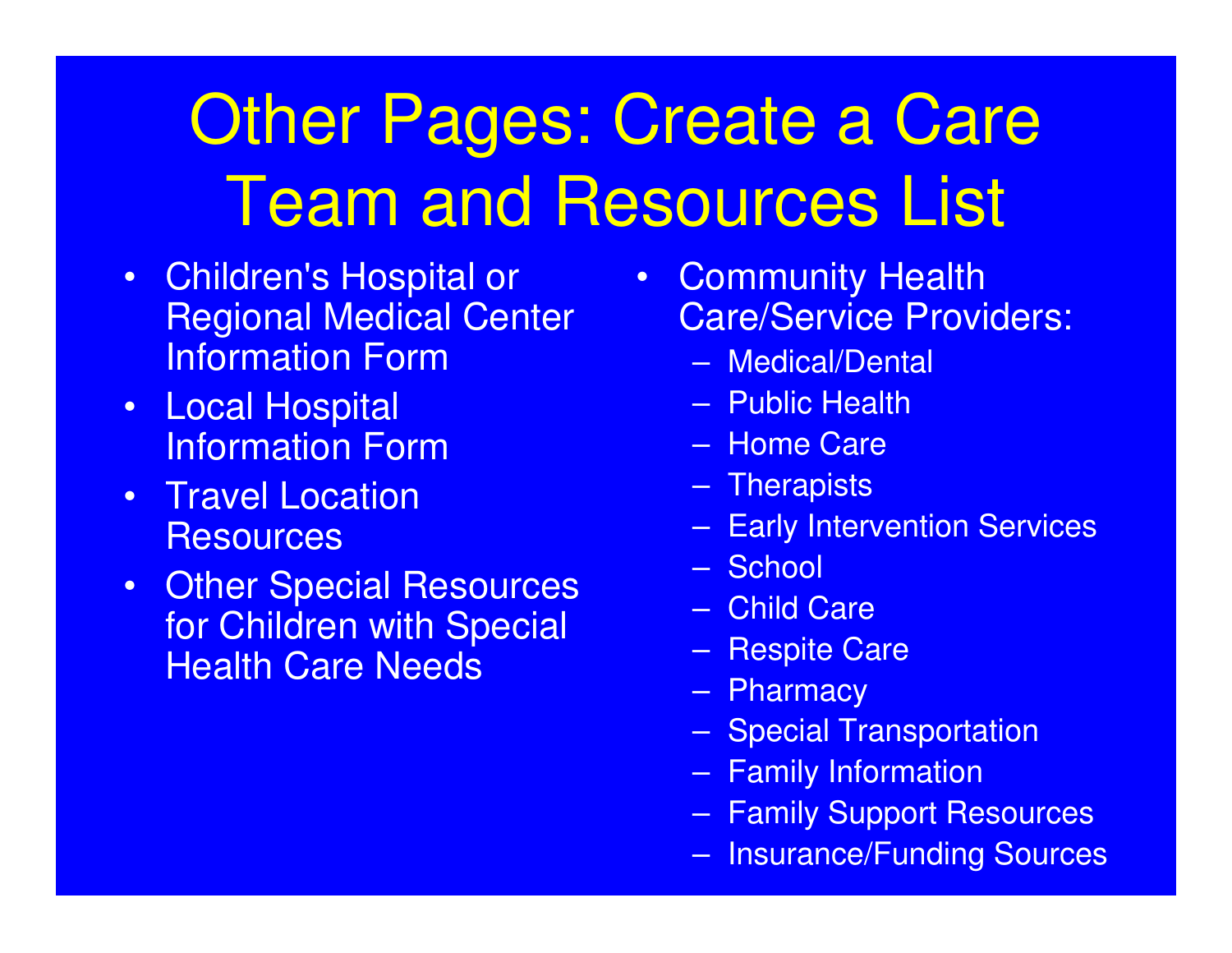# Other Pages: Create a Care Team and Resources List

- Children's Hospital or Regional Medical Center Information Form
- Local Hospital Information Form
- Travel Location Resources
- Other Special Resources for Children with Special Health Care Needs
- Community Health Care/Service Providers:
  - Medical/Dental
  - Public Health
  - Home Care
  - Therapists
  - Early Intervention Services
  - School
  - Child Care
  - Respite Care
  - Pharmacy
  - Special Transportation
  - Family Information
  - Family Support Resources
  - Insurance/Funding Sources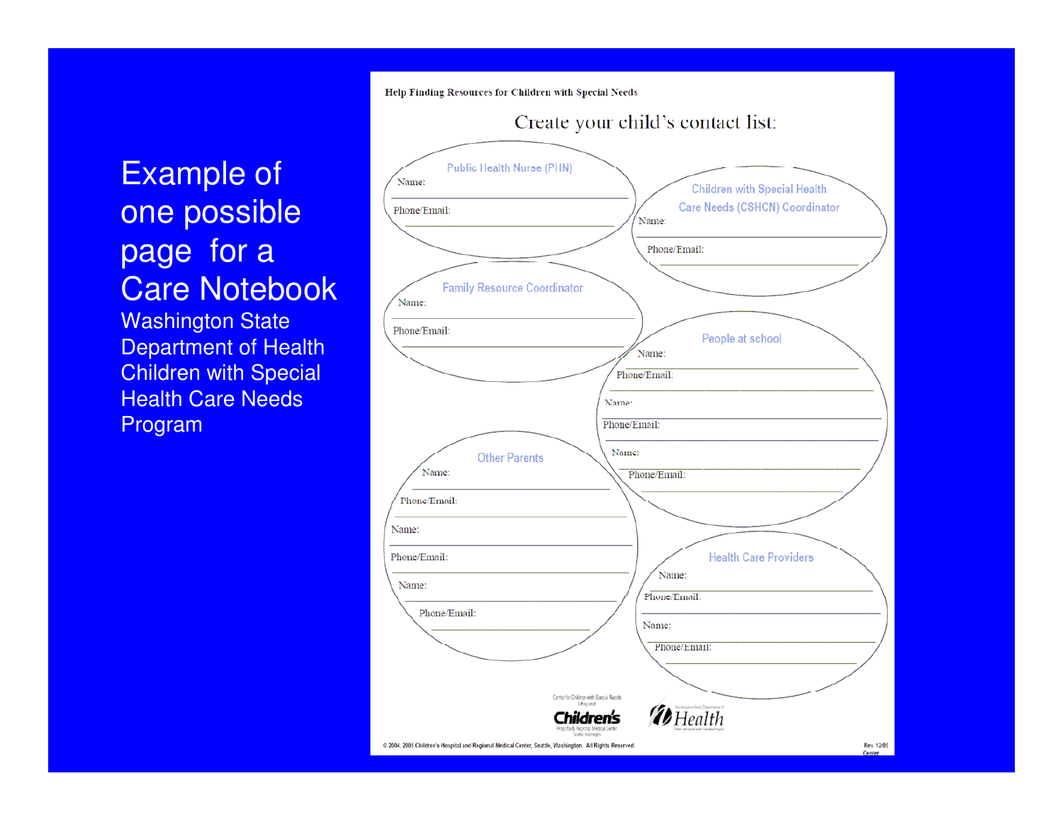# Example of one possible page for a Care Notebook

Washington State Department of Health Children with Special Health Care Needs Program

Help Finding Resources for Children with Special Needs

## Create your child's contact list:

**Public Health Nurse (PHN)**

Name:

Phone/Email:

**Children with Special Health Care Needs (CSHCN) Coordinator**

Name:

Phone/Email:

**Family Resource Coordinator**

Name:

Phone/Email:

**People at school**

Name:

Phone/Email:

Name:

Phone/Email:

Name:

Phone/Email:

**Other Parents**

Name:

Phone/Email:

Name:

Phone/Email:

Name:

Phone/Email:

**Health Care Providers**

Name:

Phone/Email:

Name:

Phone/Email:

Center for Children with Special Needs

Children's Hospital & Regional Medical Center

Washington State Department of Health

© 2004, 2005 Children's Hospital and Regional Medical Center, Seattle, Washington. All Rights Reserved.

Rev. 12/05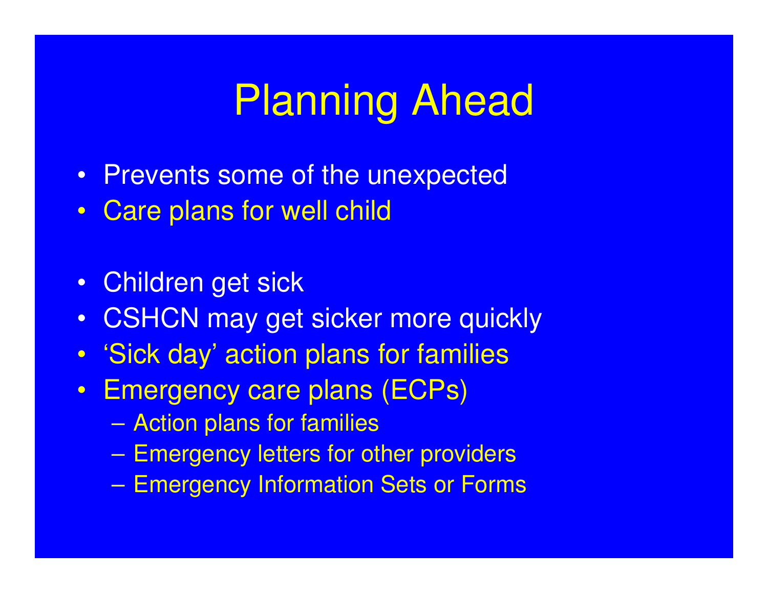# Planning Ahead

- Prevents some of the unexpected
- Care plans for well child

- Children get sick
- CSHCN may get sicker more quickly
- 'Sick day' action plans for families
- Emergency care plans (ECPs)
  - Action plans for families
  - Emergency letters for other providers
  - Emergency Information Sets or Forms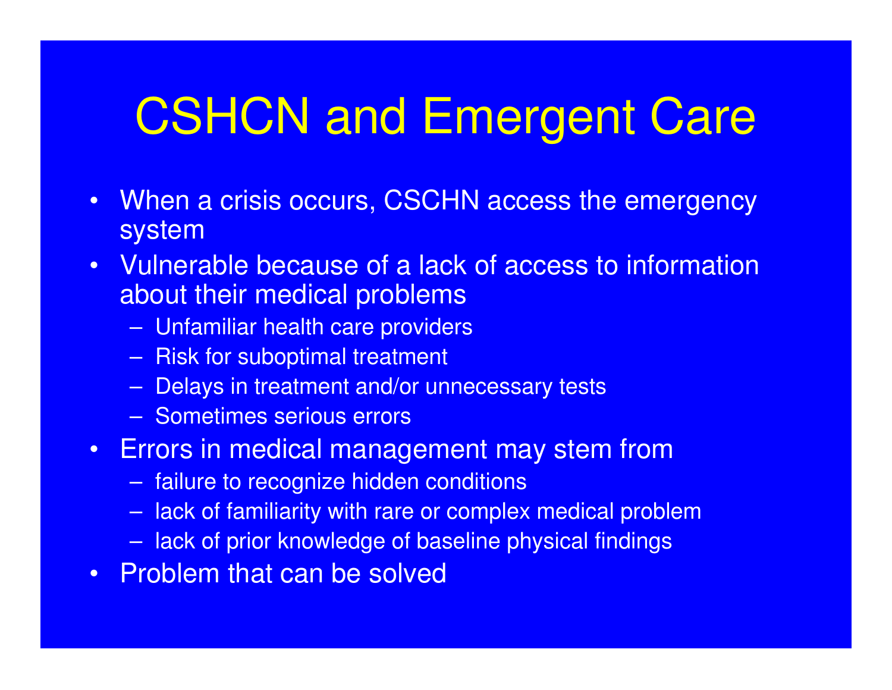# CSHCN and Emergent Care

- When a crisis occurs, CSCHN access the emergency system
- Vulnerable because of a lack of access to information about their medical problems
  - Unfamiliar health care providers
  - Risk for suboptimal treatment
  - Delays in treatment and/or unnecessary tests
  - Sometimes serious errors
- Errors in medical management may stem from
  - failure to recognize hidden conditions
  - lack of familiarity with rare or complex medical problem
  - lack of prior knowledge of baseline physical findings
- Problem that can be solved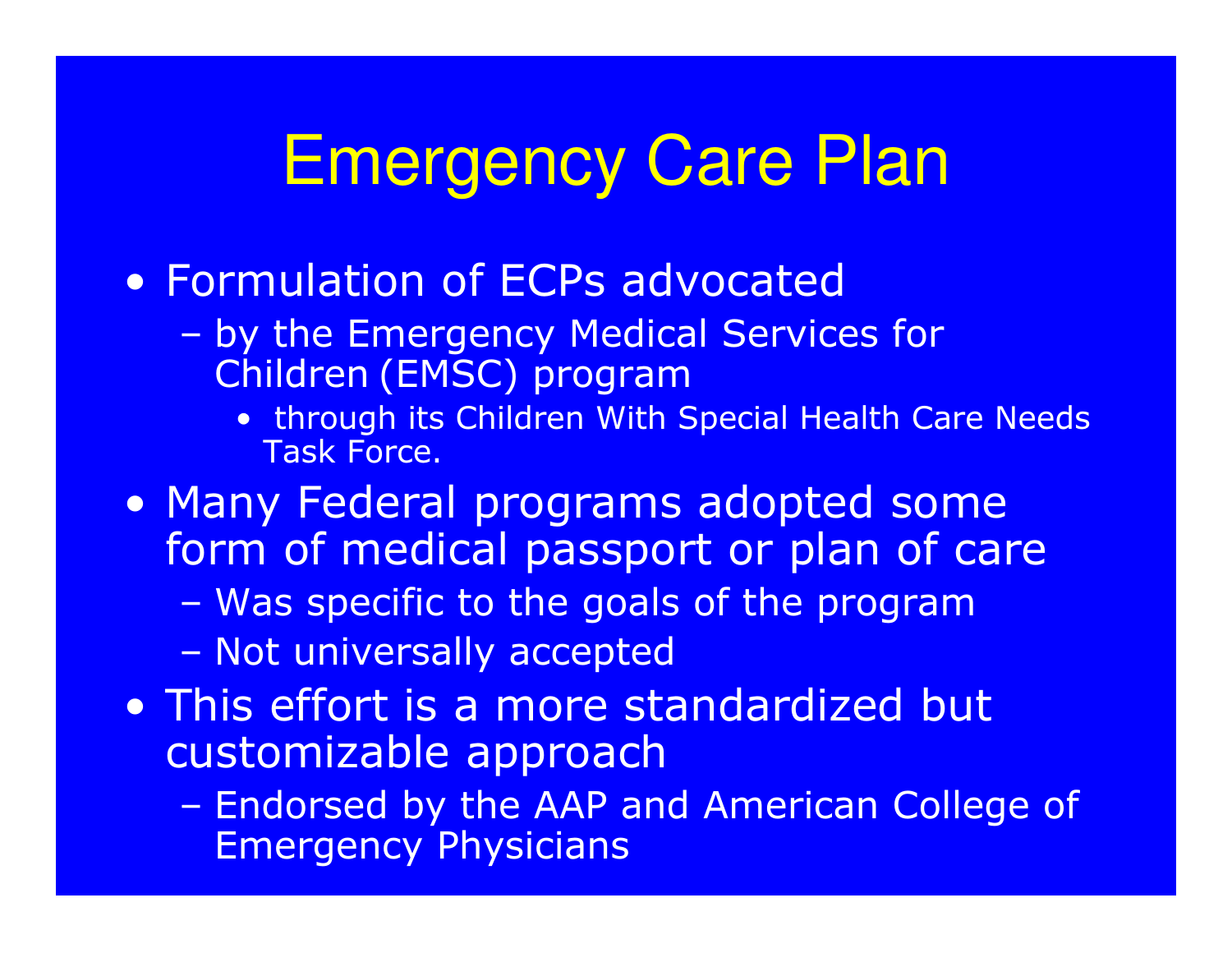# Emergency Care Plan

- Formulation of ECPs advocated
  - by the Emergency Medical Services for Children (EMSC) program
    - through its Children With Special Health Care Needs Task Force.
- Many Federal programs adopted some form of medical passport or plan of care
  - Was specific to the goals of the program
  - Not universally accepted
- This effort is a more standardized but customizable approach
  - Endorsed by the AAP and American College of Emergency Physicians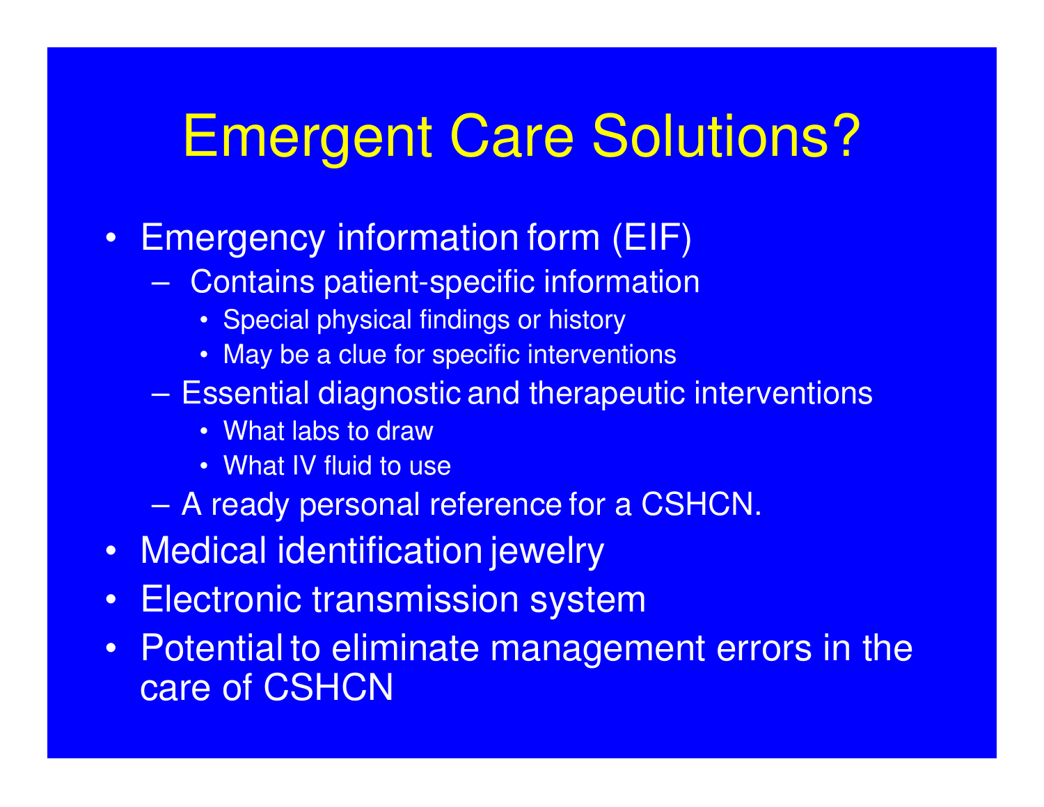# Emergent Care Solutions?

- Emergency information form (EIF)
  - Contains patient-specific information
    - Special physical findings or history
    - May be a clue for specific interventions
  - Essential diagnostic and therapeutic interventions
    - What labs to draw
    - What IV fluid to use
  - A ready personal reference for a CSHCN.
- Medical identification jewelry
- Electronic transmission system
- Potential to eliminate management errors in the care of CSHCN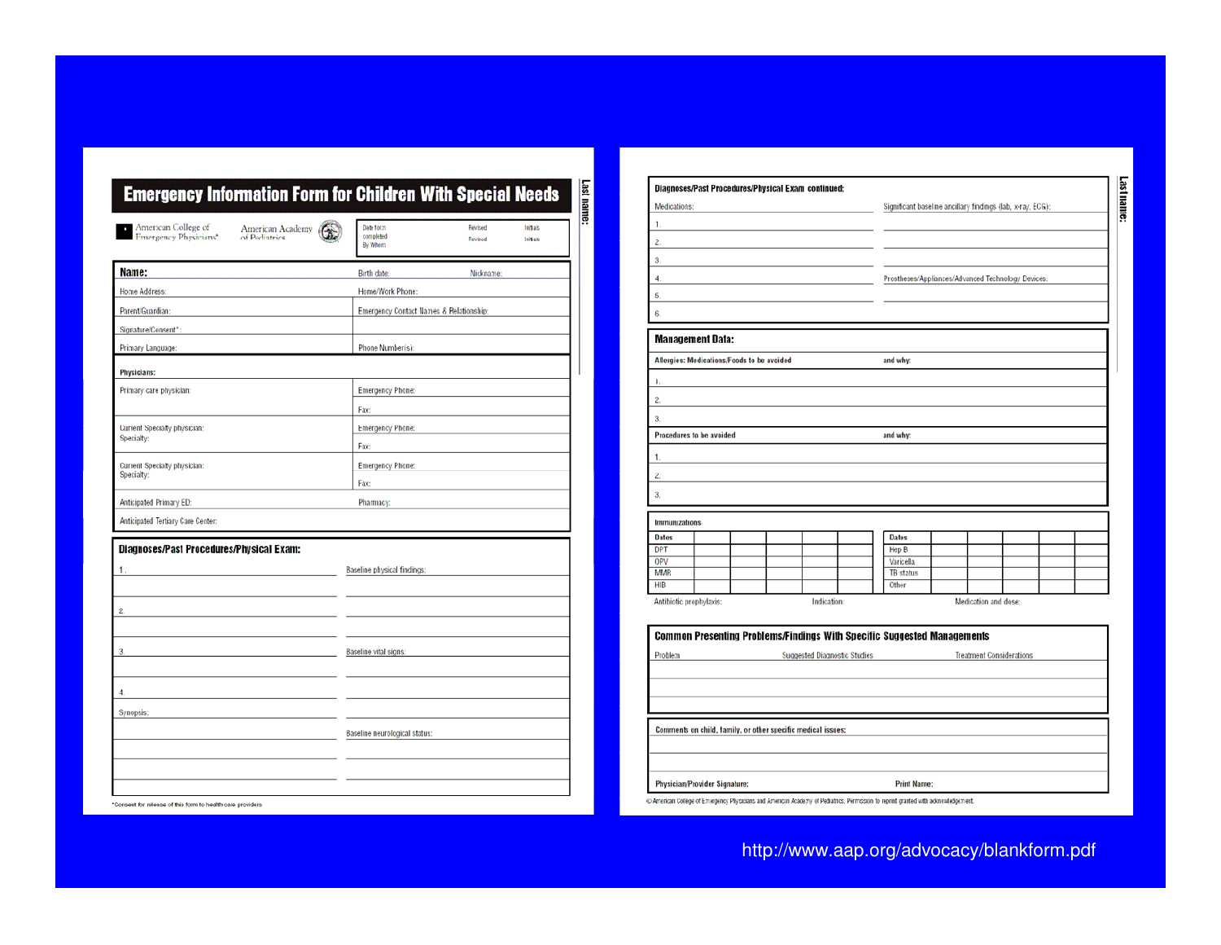# Emergency Information Form for Children With Special Needs

American College of Emergency Physicians® | American Academy of Pediatrics

| Date form completed By Whom | Revised | Initials |
|---|---|---|
| | Revised | Initials |

Last name:

| | |
|---|---|
| **Name:** | Birth date: Nickname: |
| Home Address: | Home/Work Phone: |
| Parent/Guardian: | Emergency Contact Names & Relationship: |
| Signature/Consent*: | |
| Primary Language: | Phone Number(s): |

**Physicians:**

| | |
|---|---|
| Primary care physician: | Emergency Phone: |
| | Fax: |
| Current Specialty physician: Specialty: | Emergency Phone: |
| | Fax: |
| Current Specialty physician: Specialty: | Emergency Phone: |
| | Fax: |
| Anticipated Primary ED: | Pharmacy: |
| Anticipated Tertiary Care Center: | |

## Diagnoses/Past Procedures/Physical Exam:

| | |
|---|---|
| 1. | Baseline physical findings: |
| 2. | |
| 3. | Baseline vital signs: |
| 4. | |
| Synopsis: | |
| | Baseline neurological status: |

*Consent for release of this form to health care providers

Last name:

## Diagnoses/Past Procedures/Physical Exam continued:

| Medications: | Significant baseline ancillary findings (lab, x-ray, ECG): |
|---|---|
| 1. | |
| 2. | |
| 3. | |
| 4. | Prostheses/Appliances/Advanced Technology Devices: |
| 5. | |
| 6. | |

## Management Data:

| Allergies: Medications/Foods to be avoided | and why: |
|---|---|
| 1. | |
| 2. | |
| 3. | |

| Procedures to be avoided | and why: |
|---|---|
| 1. | |
| 2. | |
| 3. | |

**Immunizations**

| Dates | | | | | | Dates | | | | | |
|---|---|---|---|---|---|---|---|---|---|---|---|
| DPT | | | | | | Hep B | | | | | |
| OPV | | | | | | Varicella | | | | | |
| MMR | | | | | | TB status | | | | | |
| HIB | | | | | | Other | | | | | |

Antibiotic prophylaxis: Indication: Medication and dose:

## Common Presenting Problems/Findings With Specific Suggested Managements

| Problem | Suggested Diagnostic Studies | Treatment Considerations |
|---|---|---|
| | | |

**Comments on child, family, or other specific medical issues:**

**Physician/Provider Signature:** **Print Name:**

© American College of Emergency Physicians and American Academy of Pediatrics. Permission to reprint granted with acknowledgement.

http://www.aap.org/advocacy/blankform.pdf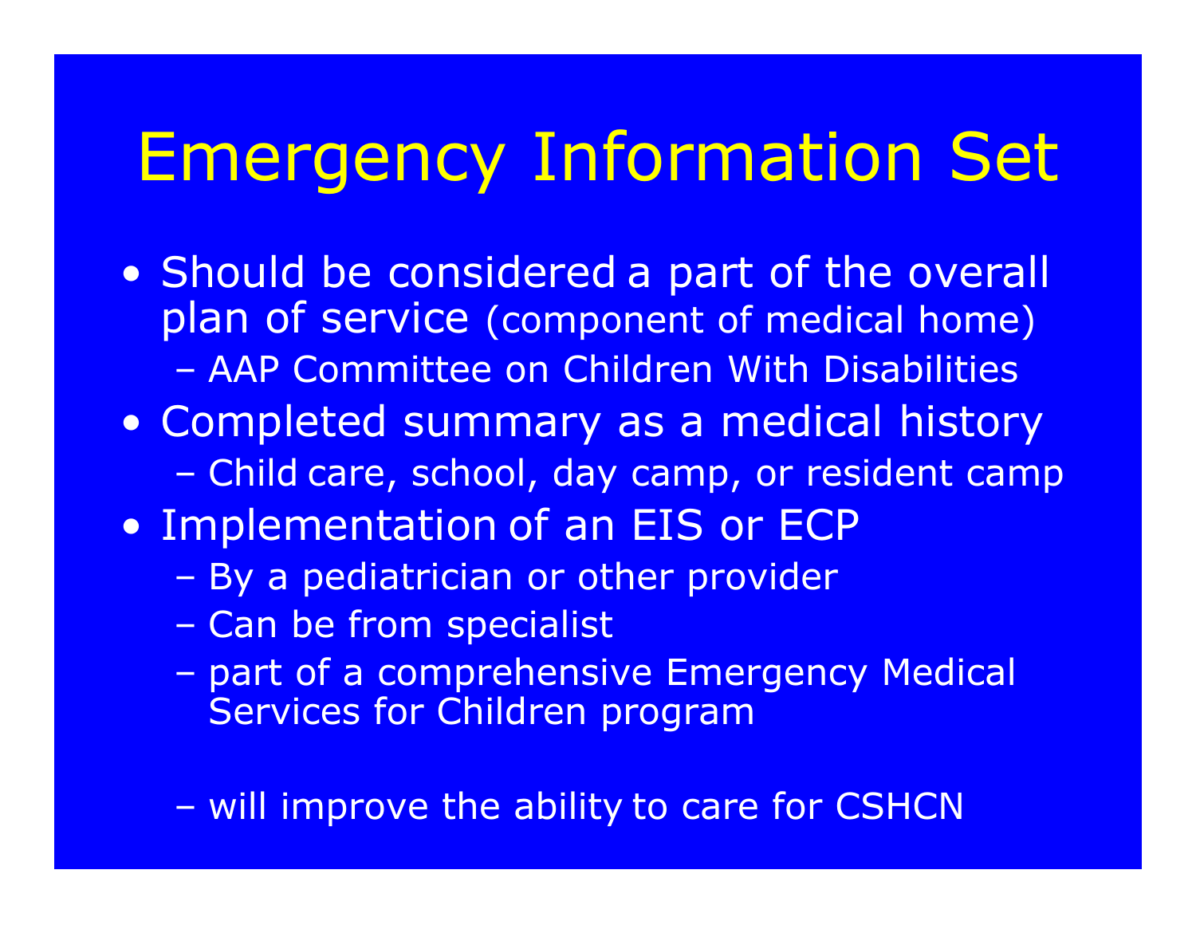# Emergency Information Set

- Should be considered a part of the overall plan of service (component of medical home)
  - AAP Committee on Children With Disabilities
- Completed summary as a medical history
  - Child care, school, day camp, or resident camp
- Implementation of an EIS or ECP
  - By a pediatrician or other provider
  - Can be from specialist
  - part of a comprehensive Emergency Medical Services for Children program
  - will improve the ability to care for CSHCN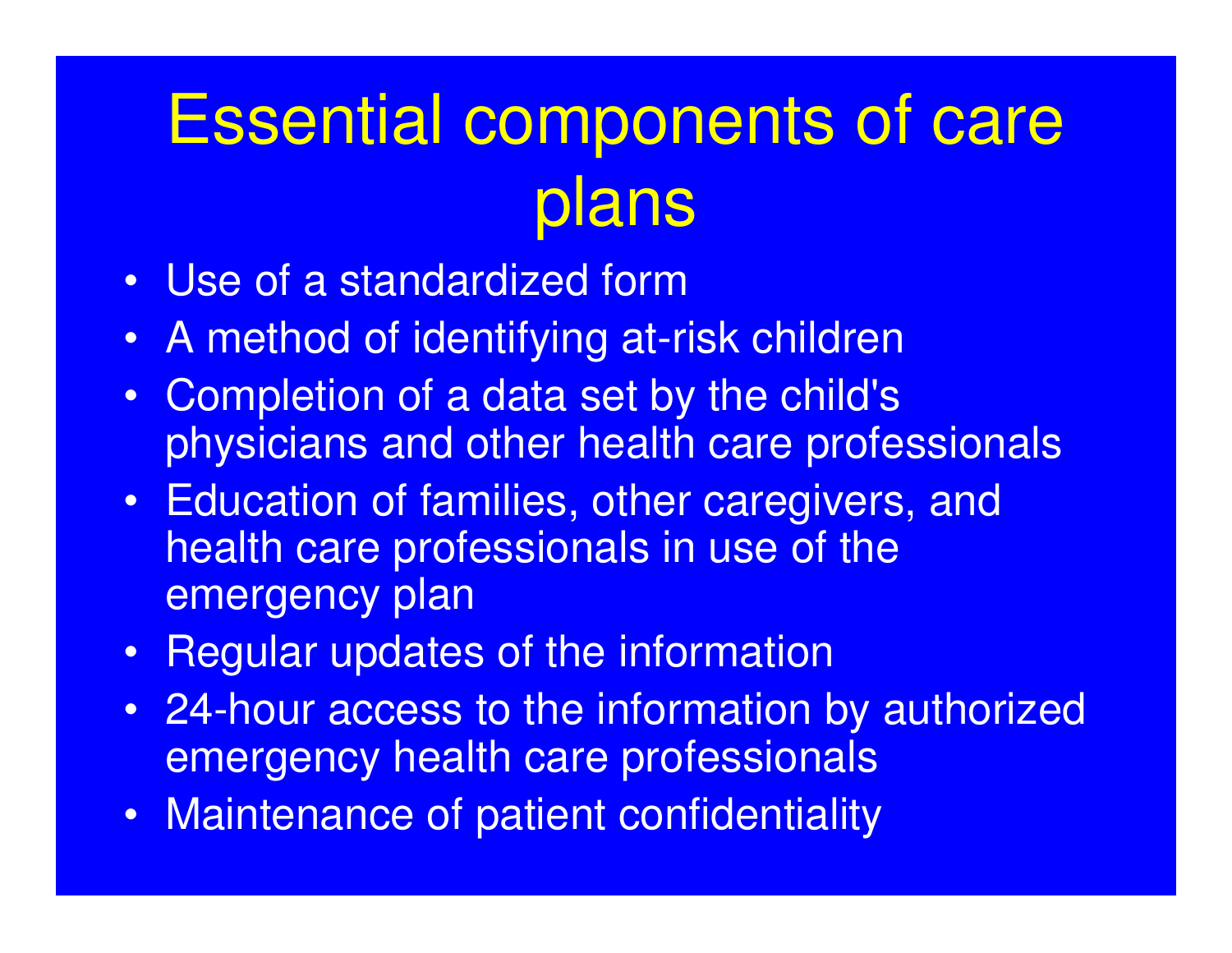# Essential components of care plans

- Use of a standardized form
- A method of identifying at-risk children
- Completion of a data set by the child's physicians and other health care professionals
- Education of families, other caregivers, and health care professionals in use of the emergency plan
- Regular updates of the information
- 24-hour access to the information by authorized emergency health care professionals
- Maintenance of patient confidentiality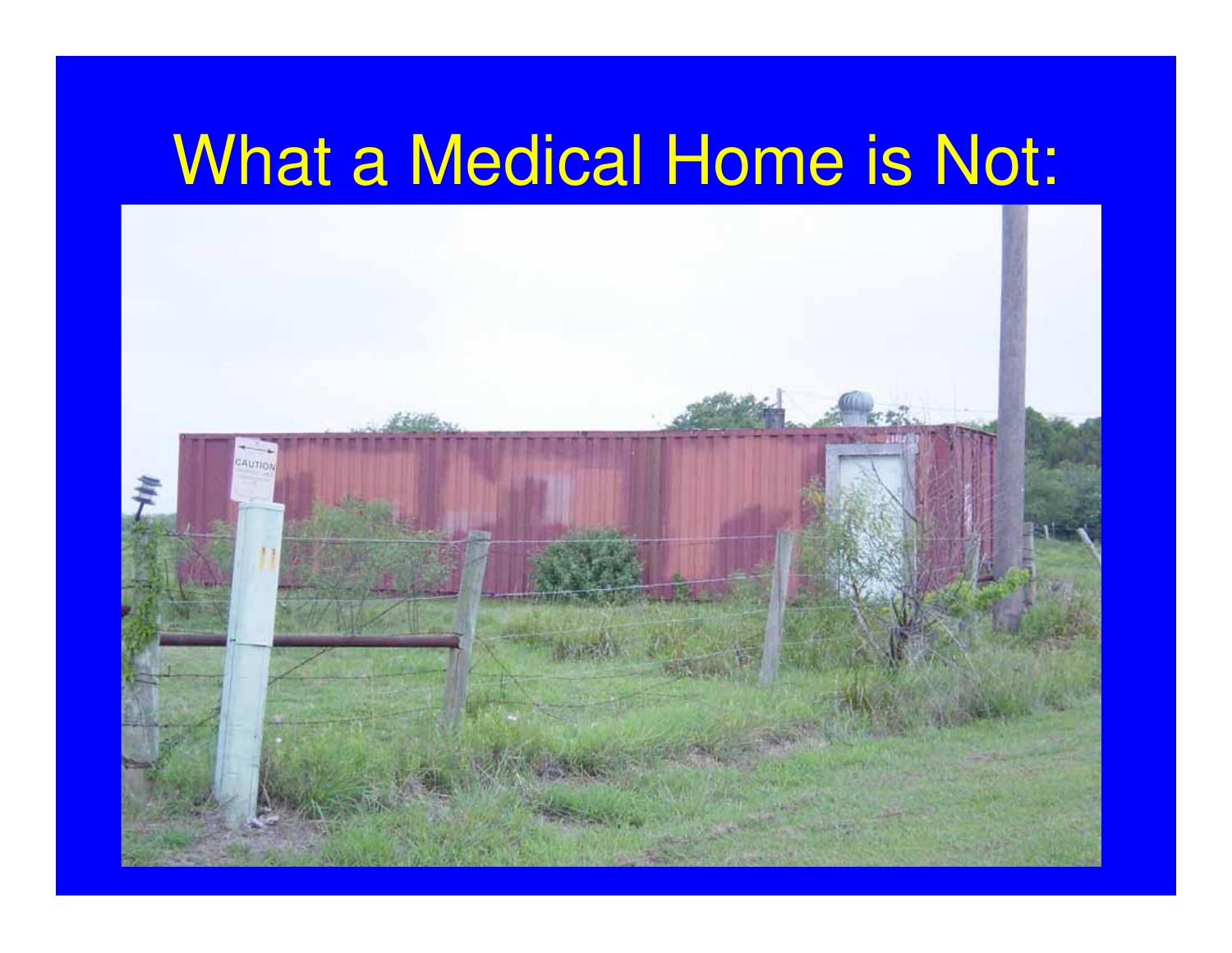# What a Medical Home is Not: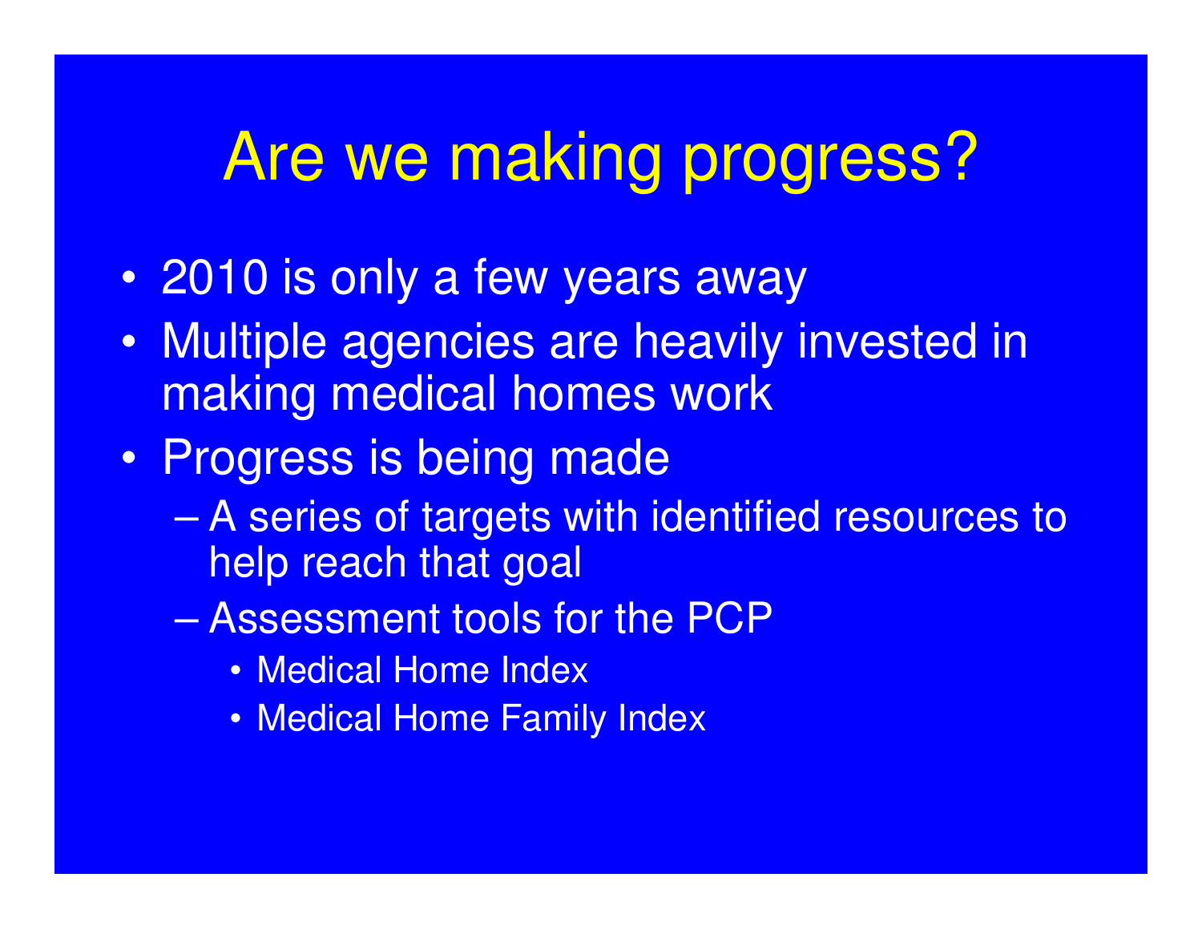# Are we making progress?

- 2010 is only a few years away
- Multiple agencies are heavily invested in making medical homes work
- Progress is being made
  - A series of targets with identified resources to help reach that goal
  - Assessment tools for the PCP
    - Medical Home Index
    - Medical Home Family Index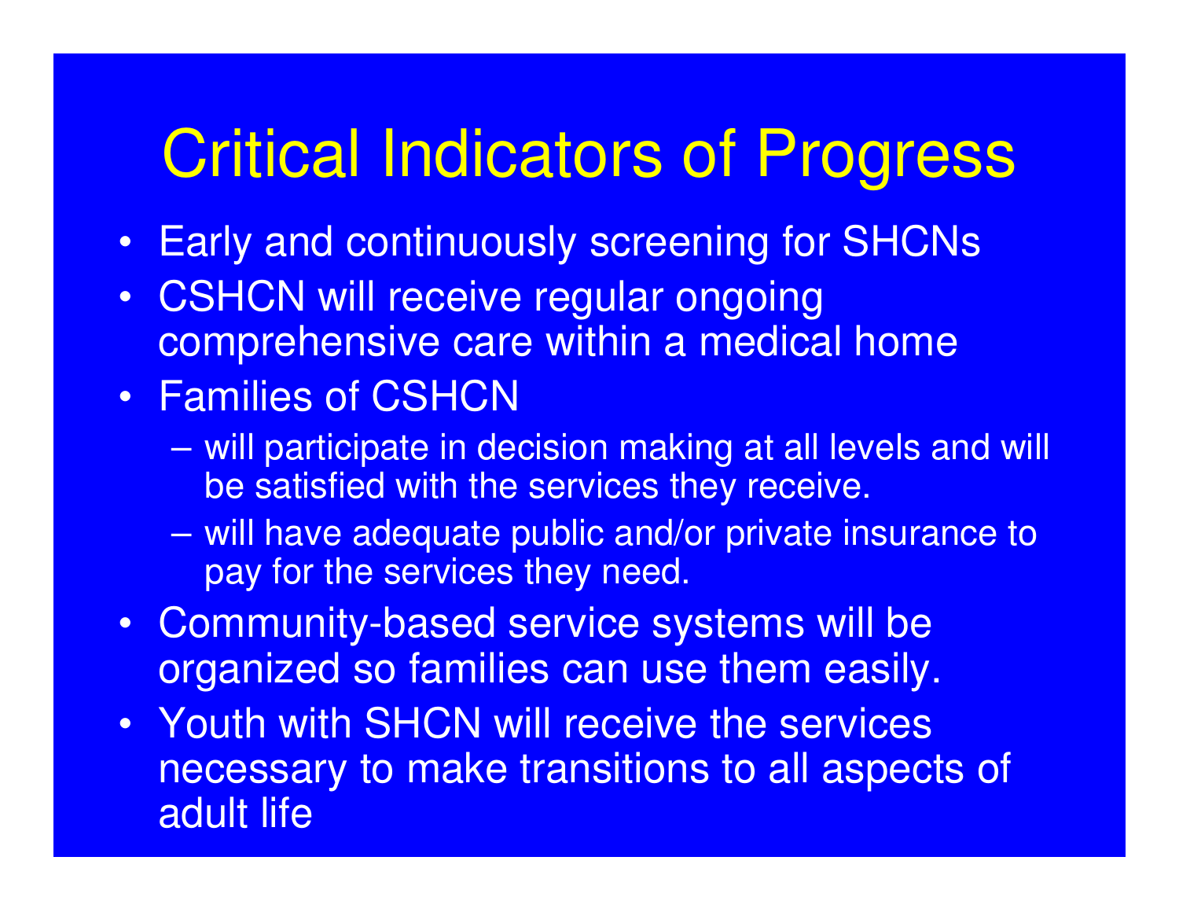# Critical Indicators of Progress

- Early and continuously screening for SHCNs
- CSHCN will receive regular ongoing comprehensive care within a medical home
- Families of CSHCN
  - will participate in decision making at all levels and will be satisfied with the services they receive.
  - will have adequate public and/or private insurance to pay for the services they need.
- Community-based service systems will be organized so families can use them easily.
- Youth with SHCN will receive the services necessary to make transitions to all aspects of adult life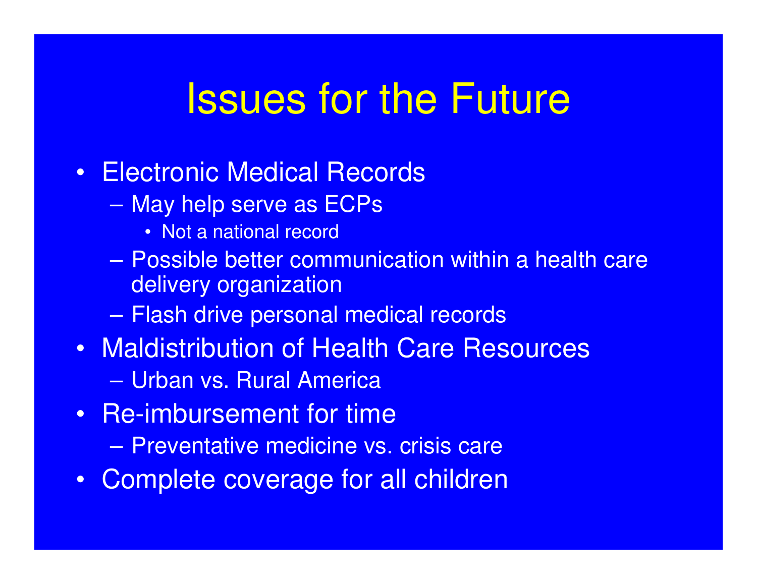# Issues for the Future

- Electronic Medical Records
  - May help serve as ECPs
    - Not a national record
  - Possible better communication within a health care delivery organization
  - Flash drive personal medical records
- Maldistribution of Health Care Resources
  - Urban vs. Rural America
- Re-imbursement for time
  - Preventative medicine vs. crisis care
- Complete coverage for all children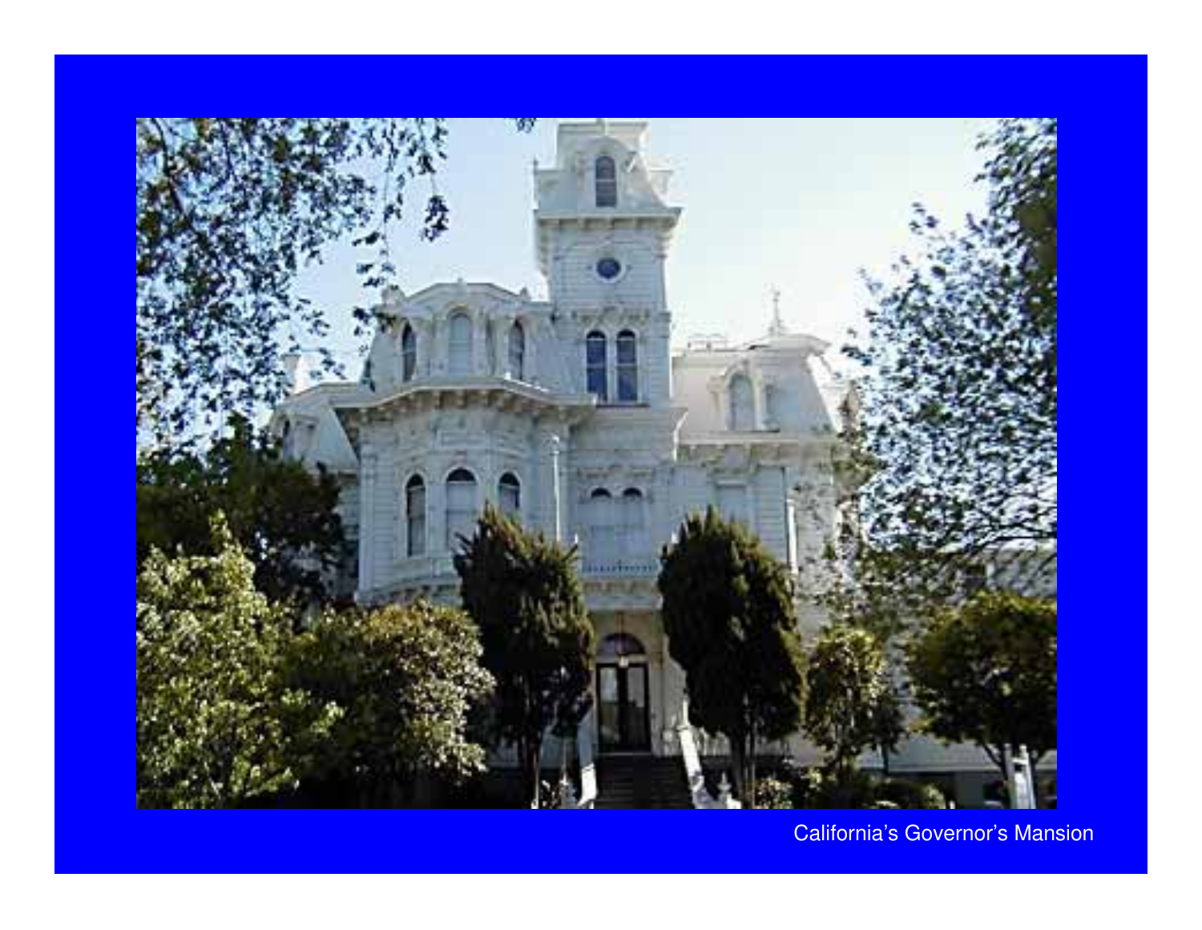California's Governor's Mansion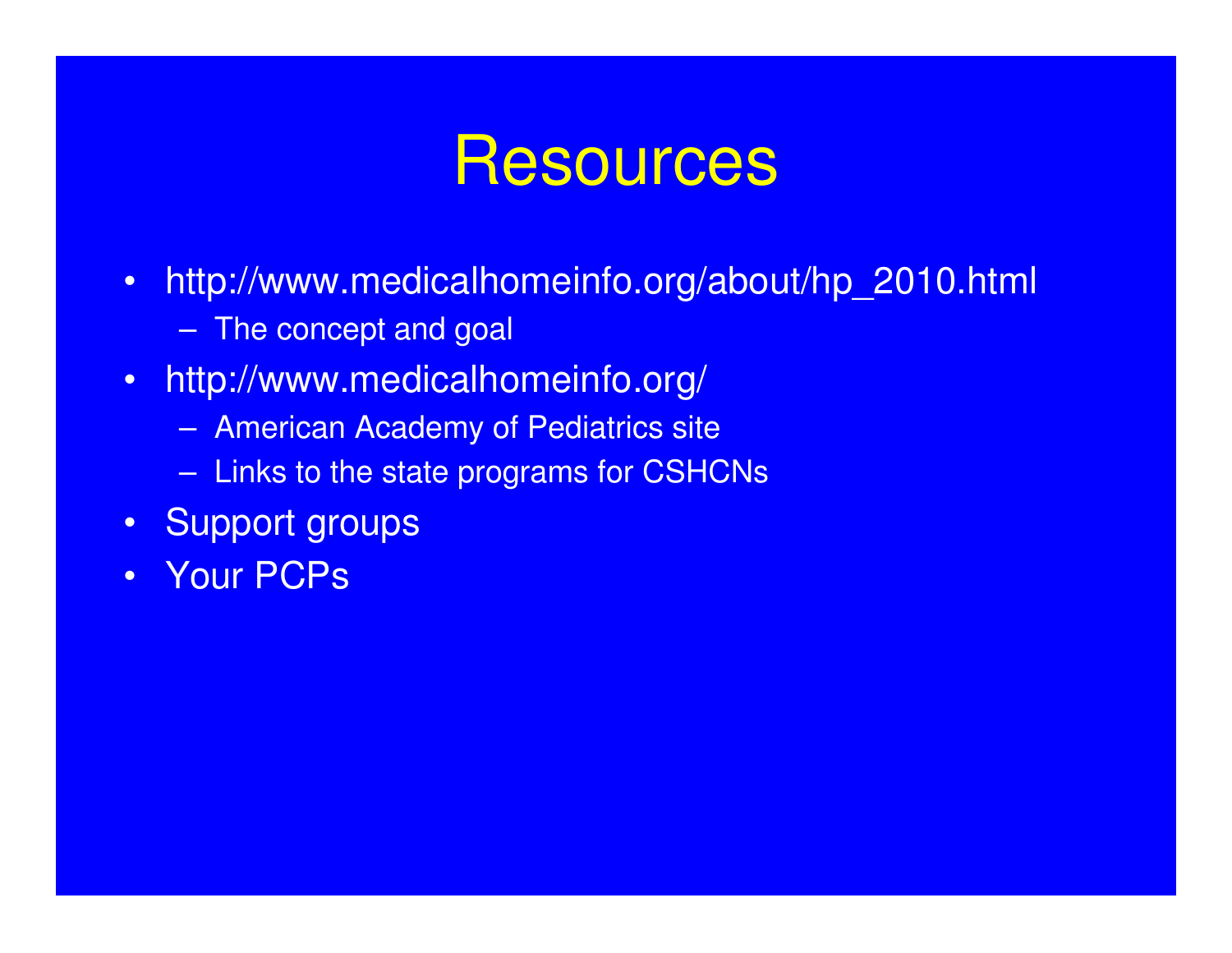# Resources

- http://www.medicalhomeinfo.org/about/hp_2010.html
  - The concept and goal
- http://www.medicalhomeinfo.org/
  - American Academy of Pediatrics site
  - Links to the state programs for CSHCNs
- Support groups
- Your PCPs